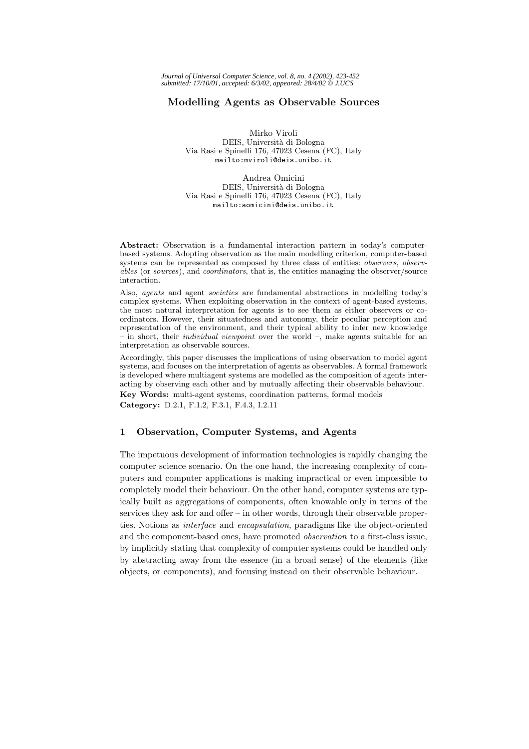# Modelling Agents as Observable Sources

Mirko Viroli
DEIS, Università di Bologna
Via Rasi e Spinelli 176, 47023 Cesena (FC), Italy
mailto:mviroli@deis.unibo.it

Andrea Omicini
DEIS, Università di Bologna
Via Rasi e Spinelli 176, 47023 Cesena (FC), Italy
mailto:aomicini@deis.unibo.it

**Abstract:** Observation is a fundamental interaction pattern in today's computer-based systems. Adopting observation as the main modelling criterion, computer-based systems can be represented as composed by three class of entities: *observers*, *observables* (or *sources*), and *coordinators*, that is, the entities managing the observer/source interaction.

Also, *agents* and agent *societies* are fundamental abstractions in modelling today's complex systems. When exploiting observation in the context of agent-based systems, the most natural interpretation for agents is to see them as either observers or coordinators. However, their situatedness and autonomy, their peculiar perception and representation of the environment, and their typical ability to infer new knowledge – in short, their *individual viewpoint* over the world –, make agents suitable for an interpretation as observable sources.

Accordingly, this paper discusses the implications of using observation to model agent systems, and focuses on the interpretation of agents as observables. A formal framework is developed where multiagent systems are modelled as the composition of agents interacting by observing each other and by mutually affecting their observable behaviour.

**Key Words:** multi-agent systems, coordination patterns, formal models

**Category:** D.2.1, F.1.2, F.3.1, F.4.3, I.2.11

## 1 Observation, Computer Systems, and Agents

The impetuous development of information technologies is rapidly changing the computer science scenario. On the one hand, the increasing complexity of computers and computer applications is making impractical or even impossible to completely model their behaviour. On the other hand, computer systems are typically built as aggregations of components, often knowable only in terms of the services they ask for and offer – in other words, through their observable properties. Notions as *interface* and *encapsulation*, paradigms like the object-oriented and the component-based ones, have promoted *observation* to a first-class issue, by implicitly stating that complexity of computer systems could be handled only by abstracting away from the essence (in a broad sense) of the elements (like objects, or components), and focusing instead on their observable behaviour.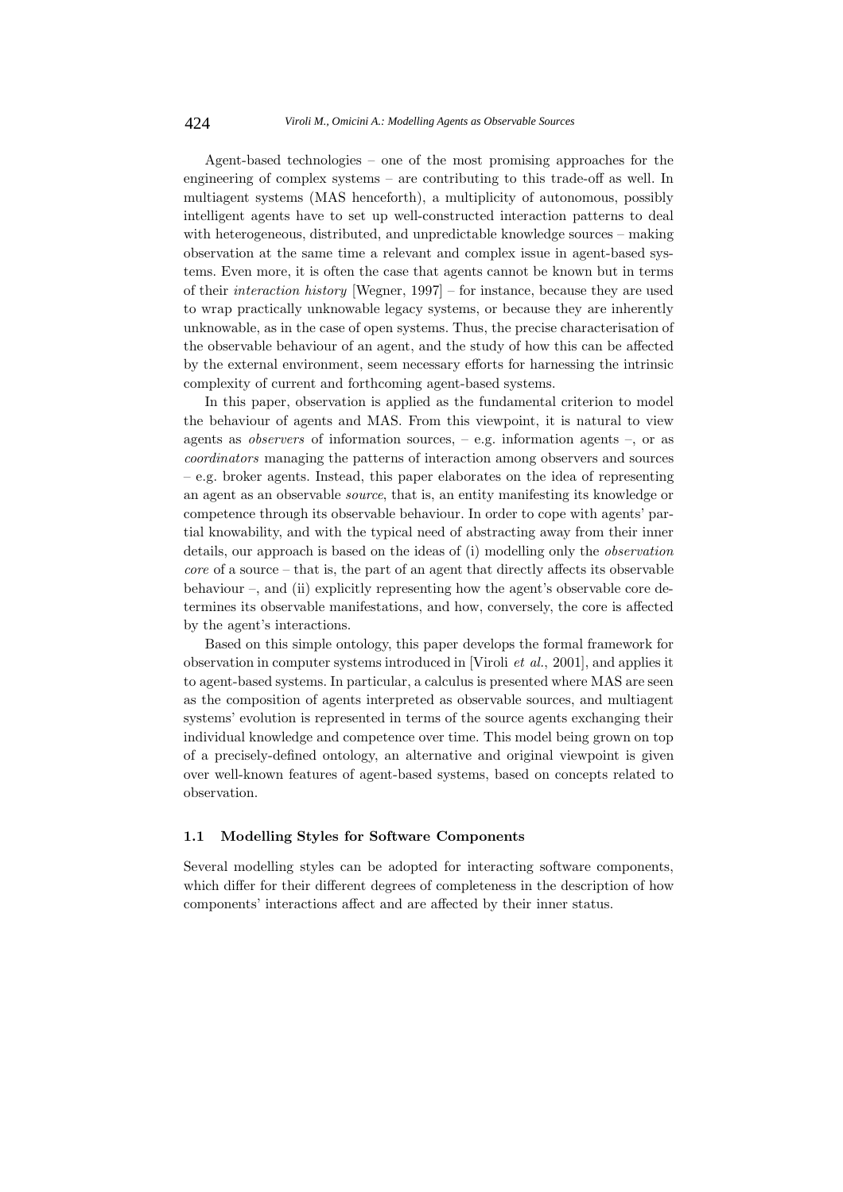Agent-based technologies – one of the most promising approaches for the engineering of complex systems – are contributing to this trade-off as well. In multiagent systems (MAS henceforth), a multiplicity of autonomous, possibly intelligent agents have to set up well-constructed interaction patterns to deal with heterogeneous, distributed, and unpredictable knowledge sources – making observation at the same time a relevant and complex issue in agent-based systems. Even more, it is often the case that agents cannot be known but in terms of their *interaction history* [Wegner, 1997] – for instance, because they are used to wrap practically unknowable legacy systems, or because they are inherently unknowable, as in the case of open systems. Thus, the precise characterisation of the observable behaviour of an agent, and the study of how this can be affected by the external environment, seem necessary efforts for harnessing the intrinsic complexity of current and forthcoming agent-based systems.

In this paper, observation is applied as the fundamental criterion to model the behaviour of agents and MAS. From this viewpoint, it is natural to view agents as *observers* of information sources, – e.g. information agents –, or as *coordinators* managing the patterns of interaction among observers and sources – e.g. broker agents. Instead, this paper elaborates on the idea of representing an agent as an observable *source*, that is, an entity manifesting its knowledge or competence through its observable behaviour. In order to cope with agents' partial knowability, and with the typical need of abstracting away from their inner details, our approach is based on the ideas of (i) modelling only the *observation core* of a source – that is, the part of an agent that directly affects its observable behaviour –, and (ii) explicitly representing how the agent's observable core determines its observable manifestations, and how, conversely, the core is affected by the agent's interactions.

Based on this simple ontology, this paper develops the formal framework for observation in computer systems introduced in [Viroli *et al.*, 2001], and applies it to agent-based systems. In particular, a calculus is presented where MAS are seen as the composition of agents interpreted as observable sources, and multiagent systems' evolution is represented in terms of the source agents exchanging their individual knowledge and competence over time. This model being grown on top of a precisely-defined ontology, an alternative and original viewpoint is given over well-known features of agent-based systems, based on concepts related to observation.

### 1.1 Modelling Styles for Software Components

Several modelling styles can be adopted for interacting software components, which differ for their different degrees of completeness in the description of how components' interactions affect and are affected by their inner status.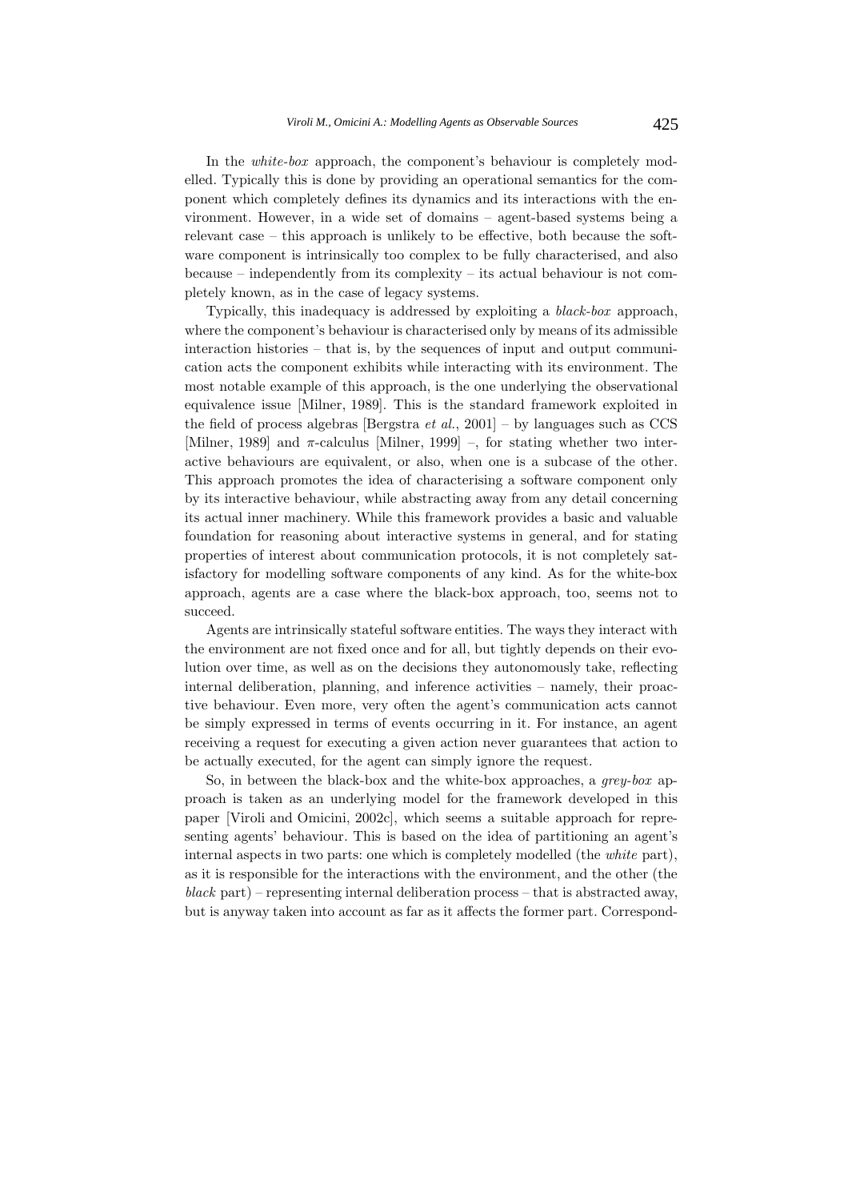In the *white-box* approach, the component's behaviour is completely modelled. Typically this is done by providing an operational semantics for the component which completely defines its dynamics and its interactions with the environment. However, in a wide set of domains – agent-based systems being a relevant case – this approach is unlikely to be effective, both because the software component is intrinsically too complex to be fully characterised, and also because – independently from its complexity – its actual behaviour is not completely known, as in the case of legacy systems.

Typically, this inadequacy is addressed by exploiting a *black-box* approach, where the component's behaviour is characterised only by means of its admissible interaction histories – that is, by the sequences of input and output communication acts the component exhibits while interacting with its environment. The most notable example of this approach, is the one underlying the observational equivalence issue [Milner, 1989]. This is the standard framework exploited in the field of process algebras [Bergstra *et al.*, 2001] – by languages such as CCS [Milner, 1989] and $\pi$-calculus [Milner, 1999] –, for stating whether two interactive behaviours are equivalent, or also, when one is a subcase of the other. This approach promotes the idea of characterising a software component only by its interactive behaviour, while abstracting away from any detail concerning its actual inner machinery. While this framework provides a basic and valuable foundation for reasoning about interactive systems in general, and for stating properties of interest about communication protocols, it is not completely satisfactory for modelling software components of any kind. As for the white-box approach, agents are a case where the black-box approach, too, seems not to succeed.

Agents are intrinsically stateful software entities. The ways they interact with the environment are not fixed once and for all, but tightly depends on their evolution over time, as well as on the decisions they autonomously take, reflecting internal deliberation, planning, and inference activities – namely, their proactive behaviour. Even more, very often the agent's communication acts cannot be simply expressed in terms of events occurring in it. For instance, an agent receiving a request for executing a given action never guarantees that action to be actually executed, for the agent can simply ignore the request.

So, in between the black-box and the white-box approaches, a *grey-box* approach is taken as an underlying model for the framework developed in this paper [Viroli and Omicini, 2002c], which seems a suitable approach for representing agents' behaviour. This is based on the idea of partitioning an agent's internal aspects in two parts: one which is completely modelled (the *white* part), as it is responsible for the interactions with the environment, and the other (the *black* part) – representing internal deliberation process – that is abstracted away, but is anyway taken into account as far as it affects the former part. Correspond-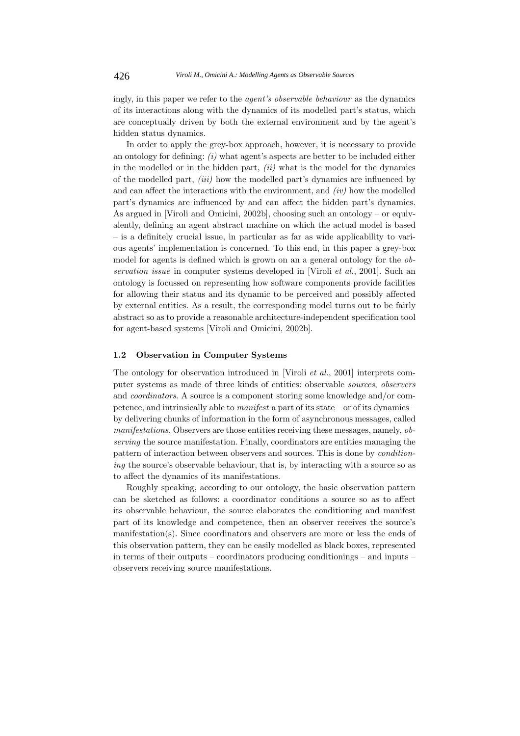ingly, in this paper we refer to the *agent's observable behaviour* as the dynamics of its interactions along with the dynamics of its modelled part's status, which are conceptually driven by both the external environment and by the agent's hidden status dynamics.

In order to apply the grey-box approach, however, it is necessary to provide an ontology for defining: *(i)* what agent's aspects are better to be included either in the modelled or in the hidden part, *(ii)* what is the model for the dynamics of the modelled part, *(iii)* how the modelled part's dynamics are influenced by and can affect the interactions with the environment, and *(iv)* how the modelled part's dynamics are influenced by and can affect the hidden part's dynamics. As argued in [Viroli and Omicini, 2002b], choosing such an ontology – or equivalently, defining an agent abstract machine on which the actual model is based – is a definitely crucial issue, in particular as far as wide applicability to various agents' implementation is concerned. To this end, in this paper a grey-box model for agents is defined which is grown on an a general ontology for the *observation issue* in computer systems developed in [Viroli *et al.*, 2001]. Such an ontology is focussed on representing how software components provide facilities for allowing their status and its dynamic to be perceived and possibly affected by external entities. As a result, the corresponding model turns out to be fairly abstract so as to provide a reasonable architecture-independent specification tool for agent-based systems [Viroli and Omicini, 2002b].

### 1.2 Observation in Computer Systems

The ontology for observation introduced in [Viroli *et al.*, 2001] interprets computer systems as made of three kinds of entities: observable *sources*, *observers* and *coordinators*. A source is a component storing some knowledge and/or competence, and intrinsically able to *manifest* a part of its state – or of its dynamics – by delivering chunks of information in the form of asynchronous messages, called *manifestations*. Observers are those entities receiving these messages, namely, *observing* the source manifestation. Finally, coordinators are entities managing the pattern of interaction between observers and sources. This is done by *conditioning* the source's observable behaviour, that is, by interacting with a source so as to affect the dynamics of its manifestations.

Roughly speaking, according to our ontology, the basic observation pattern can be sketched as follows: a coordinator conditions a source so as to affect its observable behaviour, the source elaborates the conditioning and manifest part of its knowledge and competence, then an observer receives the source's manifestation(s). Since coordinators and observers are more or less the ends of this observation pattern, they can be easily modelled as black boxes, represented in terms of their outputs – coordinators producing conditionings – and inputs – observers receiving source manifestations.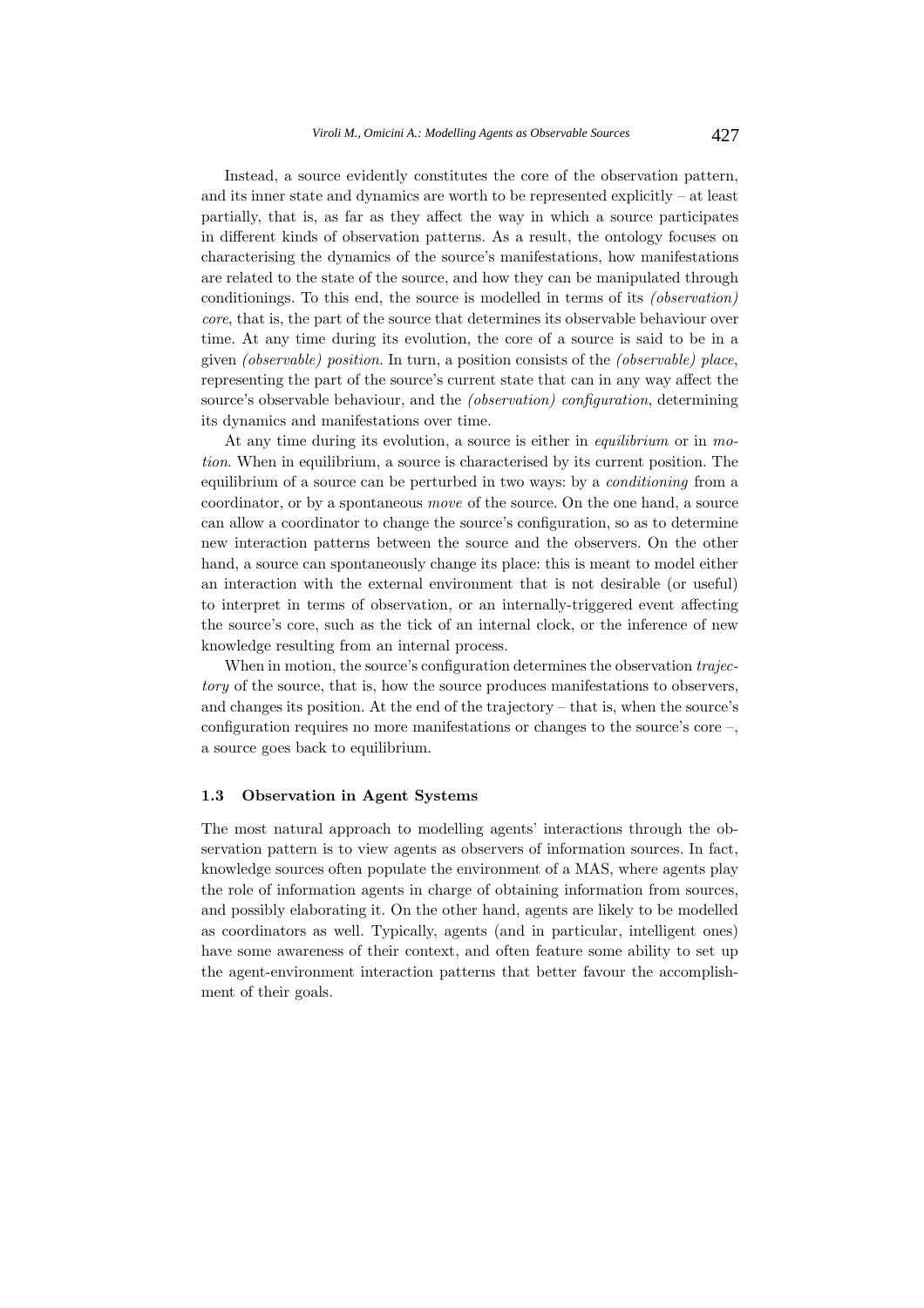Instead, a source evidently constitutes the core of the observation pattern, and its inner state and dynamics are worth to be represented explicitly – at least partially, that is, as far as they affect the way in which a source participates in different kinds of observation patterns. As a result, the ontology focuses on characterising the dynamics of the source's manifestations, how manifestations are related to the state of the source, and how they can be manipulated through conditionings. To this end, the source is modelled in terms of its *(observation) core*, that is, the part of the source that determines its observable behaviour over time. At any time during its evolution, the core of a source is said to be in a given *(observable) position*. In turn, a position consists of the *(observable) place*, representing the part of the source's current state that can in any way affect the source's observable behaviour, and the *(observation) configuration*, determining its dynamics and manifestations over time.

At any time during its evolution, a source is either in *equilibrium* or in *motion*. When in equilibrium, a source is characterised by its current position. The equilibrium of a source can be perturbed in two ways: by a *conditioning* from a coordinator, or by a spontaneous *move* of the source. On the one hand, a source can allow a coordinator to change the source's configuration, so as to determine new interaction patterns between the source and the observers. On the other hand, a source can spontaneously change its place: this is meant to model either an interaction with the external environment that is not desirable (or useful) to interpret in terms of observation, or an internally-triggered event affecting the source's core, such as the tick of an internal clock, or the inference of new knowledge resulting from an internal process.

When in motion, the source's configuration determines the observation *trajectory* of the source, that is, how the source produces manifestations to observers, and changes its position. At the end of the trajectory – that is, when the source's configuration requires no more manifestations or changes to the source's core –, a source goes back to equilibrium.

### 1.3 Observation in Agent Systems

The most natural approach to modelling agents' interactions through the observation pattern is to view agents as observers of information sources. In fact, knowledge sources often populate the environment of a MAS, where agents play the role of information agents in charge of obtaining information from sources, and possibly elaborating it. On the other hand, agents are likely to be modelled as coordinators as well. Typically, agents (and in particular, intelligent ones) have some awareness of their context, and often feature some ability to set up the agent-environment interaction patterns that better favour the accomplishment of their goals.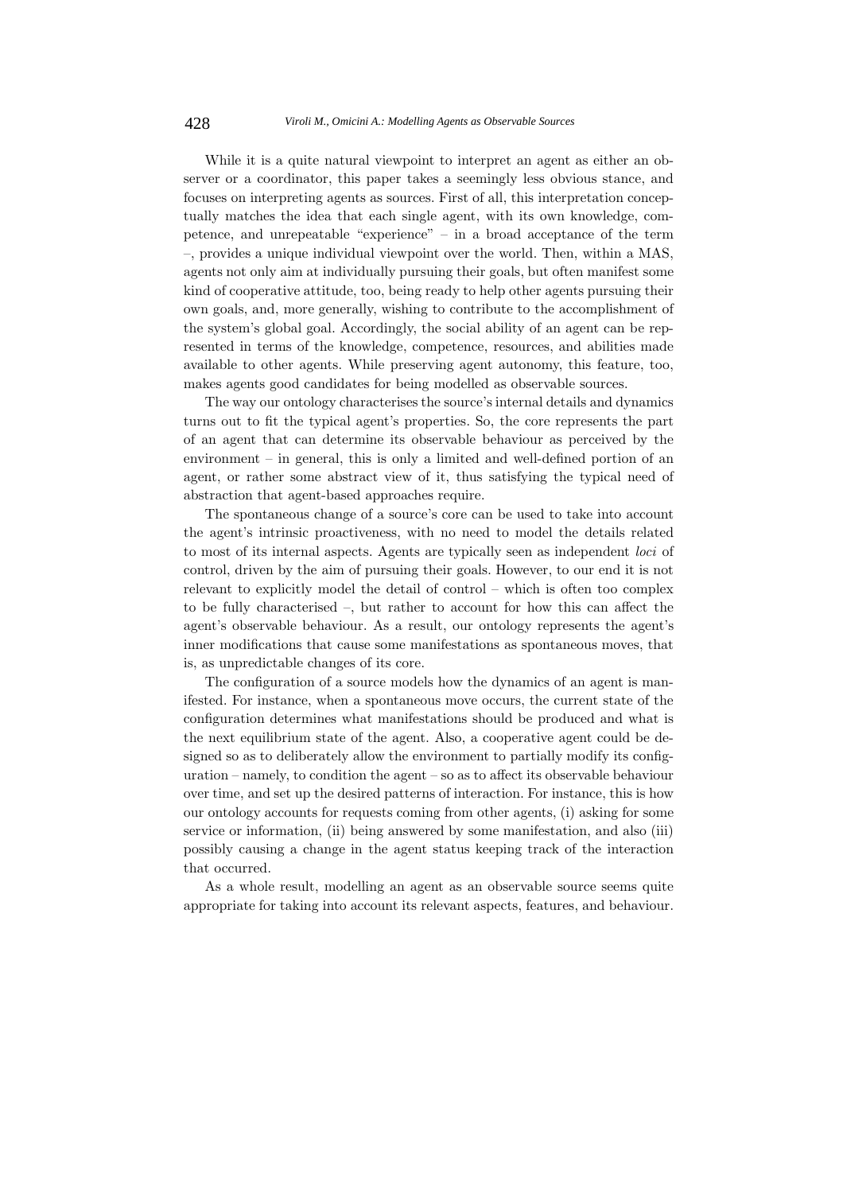While it is a quite natural viewpoint to interpret an agent as either an observer or a coordinator, this paper takes a seemingly less obvious stance, and focuses on interpreting agents as sources. First of all, this interpretation conceptually matches the idea that each single agent, with its own knowledge, competence, and unrepeatable "experience" – in a broad acceptance of the term –, provides a unique individual viewpoint over the world. Then, within a MAS, agents not only aim at individually pursuing their goals, but often manifest some kind of cooperative attitude, too, being ready to help other agents pursuing their own goals, and, more generally, wishing to contribute to the accomplishment of the system's global goal. Accordingly, the social ability of an agent can be represented in terms of the knowledge, competence, resources, and abilities made available to other agents. While preserving agent autonomy, this feature, too, makes agents good candidates for being modelled as observable sources.

The way our ontology characterises the source's internal details and dynamics turns out to fit the typical agent's properties. So, the core represents the part of an agent that can determine its observable behaviour as perceived by the environment – in general, this is only a limited and well-defined portion of an agent, or rather some abstract view of it, thus satisfying the typical need of abstraction that agent-based approaches require.

The spontaneous change of a source's core can be used to take into account the agent's intrinsic proactiveness, with no need to model the details related to most of its internal aspects. Agents are typically seen as independent *loci* of control, driven by the aim of pursuing their goals. However, to our end it is not relevant to explicitly model the detail of control – which is often too complex to be fully characterised –, but rather to account for how this can affect the agent's observable behaviour. As a result, our ontology represents the agent's inner modifications that cause some manifestations as spontaneous moves, that is, as unpredictable changes of its core.

The configuration of a source models how the dynamics of an agent is manifested. For instance, when a spontaneous move occurs, the current state of the configuration determines what manifestations should be produced and what is the next equilibrium state of the agent. Also, a cooperative agent could be designed so as to deliberately allow the environment to partially modify its configuration – namely, to condition the agent – so as to affect its observable behaviour over time, and set up the desired patterns of interaction. For instance, this is how our ontology accounts for requests coming from other agents, (i) asking for some service or information, (ii) being answered by some manifestation, and also (iii) possibly causing a change in the agent status keeping track of the interaction that occurred.

As a whole result, modelling an agent as an observable source seems quite appropriate for taking into account its relevant aspects, features, and behaviour.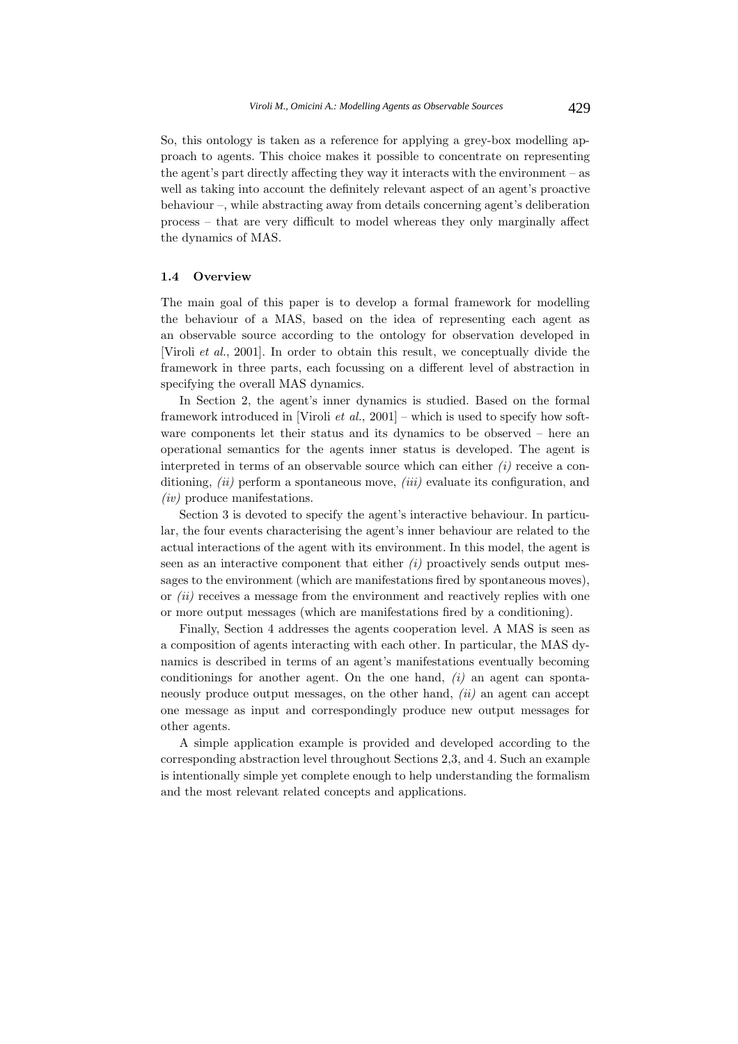So, this ontology is taken as a reference for applying a grey-box modelling approach to agents. This choice makes it possible to concentrate on representing the agent's part directly affecting they way it interacts with the environment – as well as taking into account the definitely relevant aspect of an agent's proactive behaviour –, while abstracting away from details concerning agent's deliberation process – that are very difficult to model whereas they only marginally affect the dynamics of MAS.

### 1.4 Overview

The main goal of this paper is to develop a formal framework for modelling the behaviour of a MAS, based on the idea of representing each agent as an observable source according to the ontology for observation developed in [Viroli *et al.*, 2001]. In order to obtain this result, we conceptually divide the framework in three parts, each focussing on a different level of abstraction in specifying the overall MAS dynamics.

In Section 2, the agent's inner dynamics is studied. Based on the formal framework introduced in [Viroli *et al.*, 2001] – which is used to specify how software components let their status and its dynamics to be observed – here an operational semantics for the agents inner status is developed. The agent is interpreted in terms of an observable source which can either *(i)* receive a conditioning, *(ii)* perform a spontaneous move, *(iii)* evaluate its configuration, and *(iv)* produce manifestations.

Section 3 is devoted to specify the agent's interactive behaviour. In particular, the four events characterising the agent's inner behaviour are related to the actual interactions of the agent with its environment. In this model, the agent is seen as an interactive component that either *(i)* proactively sends output messages to the environment (which are manifestations fired by spontaneous moves), or *(ii)* receives a message from the environment and reactively replies with one or more output messages (which are manifestations fired by a conditioning).

Finally, Section 4 addresses the agents cooperation level. A MAS is seen as a composition of agents interacting with each other. In particular, the MAS dynamics is described in terms of an agent's manifestations eventually becoming conditionings for another agent. On the one hand, *(i)* an agent can spontaneously produce output messages, on the other hand, *(ii)* an agent can accept one message as input and correspondingly produce new output messages for other agents.

A simple application example is provided and developed according to the corresponding abstraction level throughout Sections 2,3, and 4. Such an example is intentionally simple yet complete enough to help understanding the formalism and the most relevant related concepts and applications.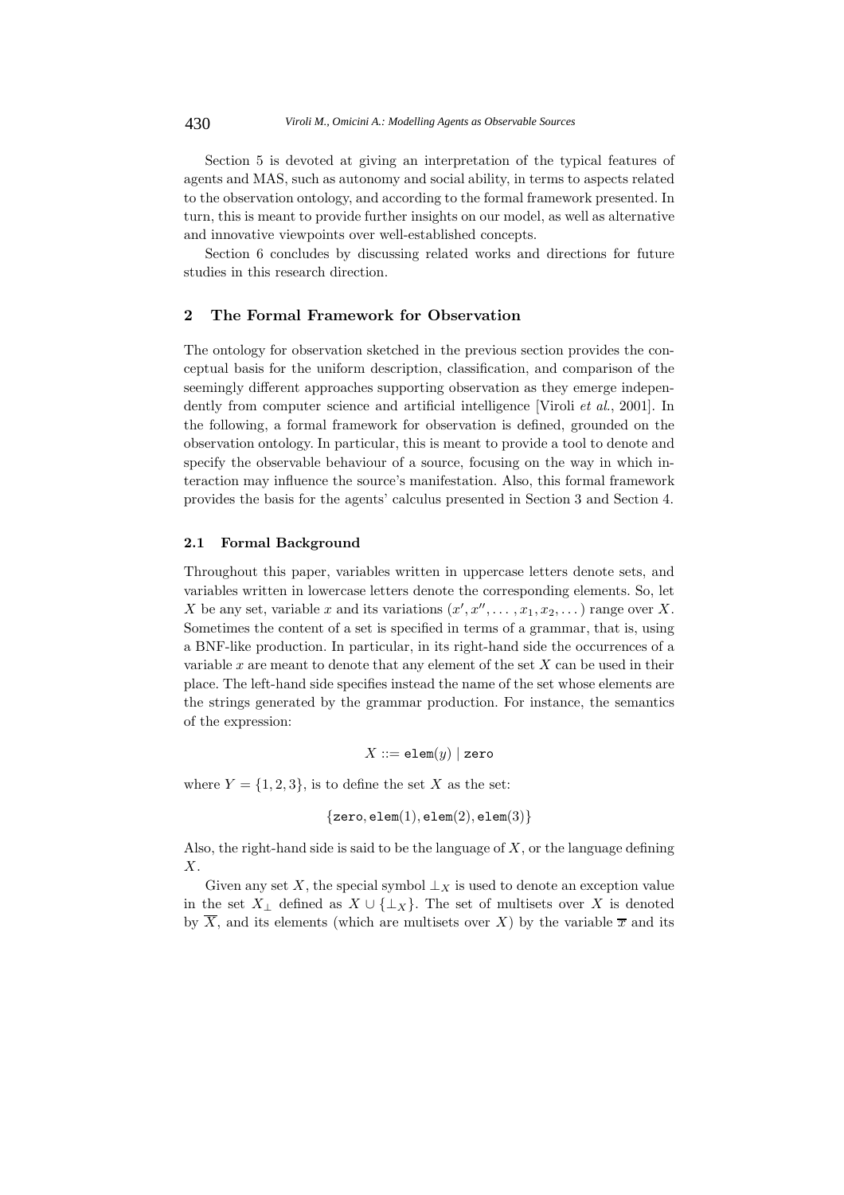Section 5 is devoted at giving an interpretation of the typical features of agents and MAS, such as autonomy and social ability, in terms to aspects related to the observation ontology, and according to the formal framework presented. In turn, this is meant to provide further insights on our model, as well as alternative and innovative viewpoints over well-established concepts.

Section 6 concludes by discussing related works and directions for future studies in this research direction.

## 2 The Formal Framework for Observation

The ontology for observation sketched in the previous section provides the conceptual basis for the uniform description, classification, and comparison of the seemingly different approaches supporting observation as they emerge independently from computer science and artificial intelligence [Viroli *et al.*, 2001]. In the following, a formal framework for observation is defined, grounded on the observation ontology. In particular, this is meant to provide a tool to denote and specify the observable behaviour of a source, focusing on the way in which interaction may influence the source's manifestation. Also, this formal framework provides the basis for the agents' calculus presented in Section 3 and Section 4.

### 2.1 Formal Background

Throughout this paper, variables written in uppercase letters denote sets, and variables written in lowercase letters denote the corresponding elements. So, let $X$ be any set, variable $x$ and its variations $(x', x'', \ldots, x_1, x_2, \ldots)$ range over $X$. Sometimes the content of a set is specified in terms of a grammar, that is, using a BNF-like production. In particular, in its right-hand side the occurrences of a variable $x$ are meant to denote that any element of the set $X$ can be used in their place. The left-hand side specifies instead the name of the set whose elements are the strings generated by the grammar production. For instance, the semantics of the expression:

$$X ::= \texttt{elem}(y) \mid \texttt{zero}$$

where $Y = \{1, 2, 3\}$, is to define the set $X$ as the set:

$$\{\texttt{zero}, \texttt{elem}(1), \texttt{elem}(2), \texttt{elem}(3)\}$$

Also, the right-hand side is said to be the language of $X$, or the language defining $X$.

Given any set $X$, the special symbol $\perp_X$ is used to denote an exception value in the set $X_\perp$ defined as $X \cup \{\perp_X\}$. The set of multisets over $X$ is denoted by $\overline{X}$, and its elements (which are multisets over $X$) by the variable $\overline{x}$ and its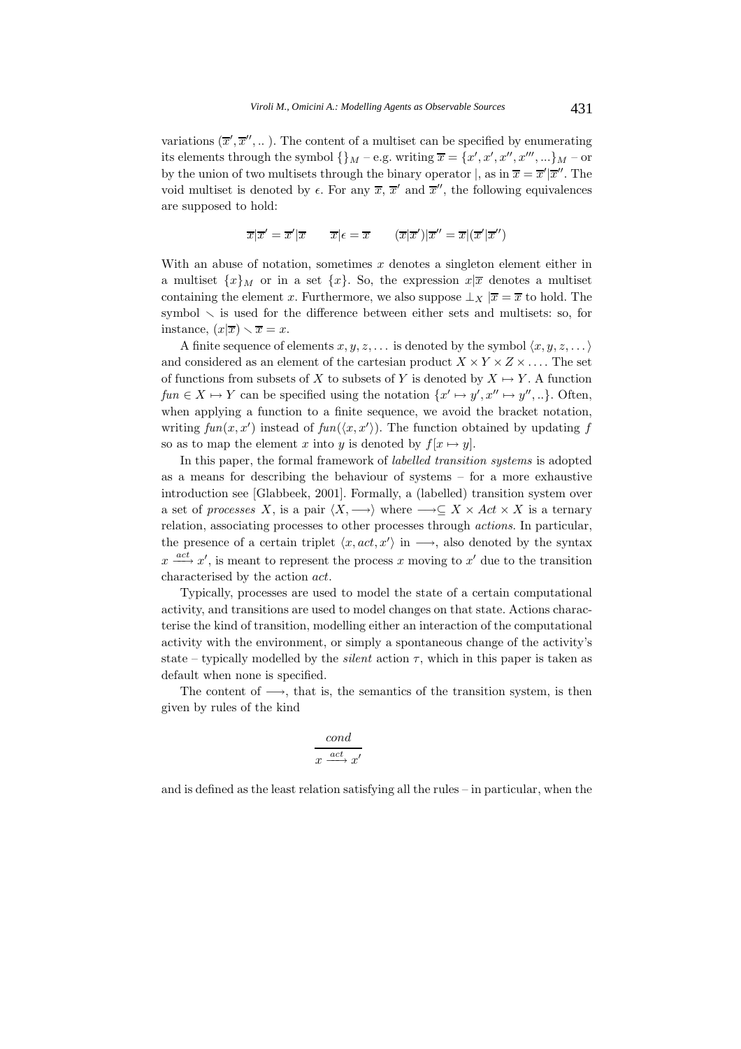variations ($\overline{x}', \overline{x}'', ..$ ). The content of a multiset can be specified by enumerating its elements through the symbol $\{\}_M$ – e.g. writing $\overline{x} = \{x', x', x'', x''', ...\}_M$ – or by the union of two multisets through the binary operator $|$, as in $\overline{x} = \overline{x}'|\overline{x}''$. The void multiset is denoted by $\epsilon$. For any $\overline{x}$, $\overline{x}'$ and $\overline{x}''$, the following equivalences are supposed to hold:

$$\overline{x}|\overline{x}' = \overline{x}'|\overline{x} \qquad \overline{x}|\epsilon = \overline{x} \qquad (\overline{x}|\overline{x}')|\overline{x}'' = \overline{x}|(\overline{x}'|\overline{x}'')$$

With an abuse of notation, sometimes $x$ denotes a singleton element either in a multiset $\{x\}_M$ or in a set $\{x\}$. So, the expression $x|\overline{x}$ denotes a multiset containing the element $x$. Furthermore, we also suppose $\perp_X |\overline{x} = \overline{x}$ to hold. The symbol $\setminus$ is used for the difference between either sets and multisets: so, for instance, $(x|\overline{x}) \setminus \overline{x} = x$.

A finite sequence of elements $x, y, z, \ldots$ is denoted by the symbol $\langle x, y, z, \ldots \rangle$ and considered as an element of the cartesian product $X \times Y \times Z \times \ldots$. The set of functions from subsets of $X$ to subsets of $Y$ is denoted by $X \mapsto Y$. A function $fun \in X \mapsto Y$ can be specified using the notation $\{x' \mapsto y', x'' \mapsto y'', ..\}$. Often, when applying a function to a finite sequence, we avoid the bracket notation, writing $fun(x, x')$ instead of $fun(\langle x, x' \rangle)$. The function obtained by updating $f$ so as to map the element $x$ into $y$ is denoted by $f[x \mapsto y]$.

In this paper, the formal framework of *labelled transition systems* is adopted as a means for describing the behaviour of systems – for a more exhaustive introduction see [Glabbeek, 2001]. Formally, a (labelled) transition system over a set of *processes* $X$, is a pair $\langle X, \longrightarrow \rangle$ where $\longrightarrow \subseteq X \times Act \times X$ is a ternary relation, associating processes to other processes through *actions*. In particular, the presence of a certain triplet $\langle x, act, x' \rangle$ in $\longrightarrow$, also denoted by the syntax $x \xrightarrow{act} x'$, is meant to represent the process $x$ moving to $x'$ due to the transition characterised by the action $act$.

Typically, processes are used to model the state of a certain computational activity, and transitions are used to model changes on that state. Actions characterise the kind of transition, modelling either an interaction of the computational activity with the environment, or simply a spontaneous change of the activity's state – typically modelled by the *silent* action $\tau$, which in this paper is taken as default when none is specified.

The content of $\longrightarrow$, that is, the semantics of the transition system, is then given by rules of the kind

$$\frac{cond}{x \xrightarrow{act} x'}$$

and is defined as the least relation satisfying all the rules – in particular, when the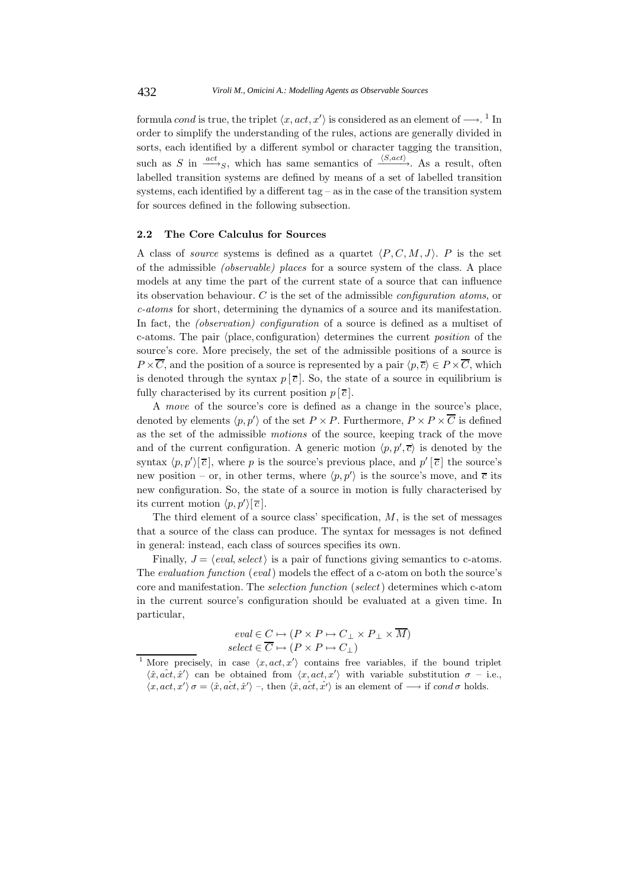formula *cond* is true, the triplet $\langle x, act, x' \rangle$ is considered as an element of $\longrightarrow$. [1] In order to simplify the understanding of the rules, actions are generally divided in sorts, each identified by a different symbol or character tagging the transition, such as $S$ in $\xrightarrow{act}_S$, which has same semantics of $\xrightarrow{\langle S, act \rangle}$. As a result, often labelled transition systems are defined by means of a set of labelled transition systems, each identified by a different tag – as in the case of the transition system for sources defined in the following subsection.

### 2.2 The Core Calculus for Sources

A class of *source* systems is defined as a quartet $\langle P, C, M, J \rangle$. $P$ is the set of the admissible *(observable) places* for a source system of the class. A place models at any time the part of the current state of a source that can influence its observation behaviour. $C$ is the set of the admissible *configuration atoms*, or *c-atoms* for short, determining the dynamics of a source and its manifestation. In fact, the *(observation) configuration* of a source is defined as a multiset of c-atoms. The pair $\langle \text{place}, \text{configuration} \rangle$ determines the current *position* of the source's core. More precisely, the set of the admissible positions of a source is $P \times \overline{C}$, and the position of a source is represented by a pair $\langle p, \overline{c} \rangle \in P \times \overline{C}$, which is denoted through the syntax $p\,[\,\overline{c}\,]$. So, the state of a source in equilibrium is fully characterised by its current position $p\,[\,\overline{c}\,]$.

A *move* of the source's core is defined as a change in the source's place, denoted by elements $\langle p, p' \rangle$ of the set $P \times P$. Furthermore, $P \times P \times \overline{C}$ is defined as the set of the admissible *motions* of the source, keeping track of the move and of the current configuration. A generic motion $\langle p, p', \overline{c} \rangle$ is denoted by the syntax $\langle p, p' \rangle[\,\overline{c}\,]$, where $p$ is the source's previous place, and $p'\,[\,\overline{c}\,]$ the source's new position – or, in other terms, where $\langle p, p' \rangle$ is the source's move, and $\overline{c}$ its new configuration. So, the state of a source in motion is fully characterised by its current motion $\langle p, p' \rangle[\,\overline{c}\,]$.

The third element of a source class' specification, $M$, is the set of messages that a source of the class can produce. The syntax for messages is not defined in general: instead, each class of sources specifies its own.

Finally, $J = \langle eval, select \rangle$ is a pair of functions giving semantics to c-atoms. The *evaluation function* (*eval*) models the effect of a c-atom on both the source's core and manifestation. The *selection function* (*select*) determines which c-atom in the current source's configuration should be evaluated at a given time. In particular,

$$
\begin{aligned}
eval &\in C \mapsto (P \times P \mapsto C_\perp \times P_\perp \times \overline{M}) \\
select &\in \overline{C} \mapsto (P \times P \mapsto C_\perp)
\end{aligned}
$$

[1] More precisely, in case $\langle x, act, x' \rangle$ contains free variables, if the bound triplet $\langle \hat{x}, \hat{act}, \hat{x}' \rangle$ can be obtained from $\langle x, act, x' \rangle$ with variable substitution $\sigma$ – i.e., $\langle x, act, x' \rangle\, \sigma = \langle \hat{x}, \hat{act}, \hat{x}' \rangle$ –, then $\langle \hat{x}, \hat{act}, \hat{x'} \rangle$ is an element of $\longrightarrow$ if $cond\,\sigma$ holds.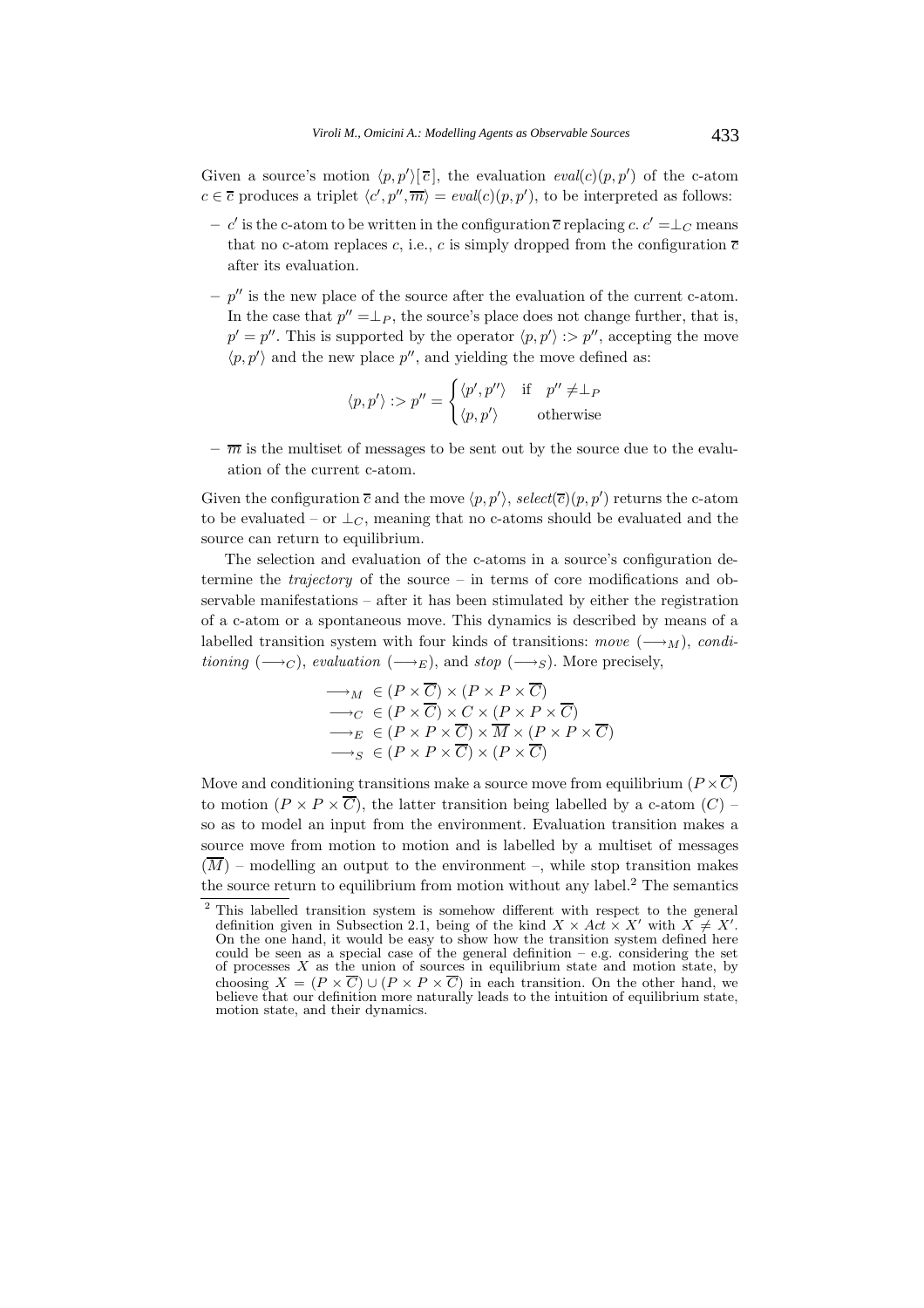Given a source's motion $\langle p, p' \rangle[\overline{c}]$, the evaluation $eval(c)(p, p')$ of the c-atom $c \in \overline{c}$ produces a triplet $\langle c', p'', \overline{m} \rangle = eval(c)(p, p')$, to be interpreted as follows:

- $c'$ is the c-atom to be written in the configuration $\overline{c}$ replacing $c$. $c' = \perp_C$ means that no c-atom replaces $c$, i.e., $c$ is simply dropped from the configuration $\overline{c}$ after its evaluation.
- $p''$ is the new place of the source after the evaluation of the current c-atom. In the case that $p'' = \perp_P$, the source's place does not change further, that is, $p' = p''$. This is supported by the operator $\langle p, p' \rangle :> p''$, accepting the move $\langle p, p' \rangle$ and the new place $p''$, and yielding the move defined as:

$$\langle p, p' \rangle :> p'' = \begin{cases} \langle p', p'' \rangle & \text{if} \quad p'' \neq \perp_P \\ \langle p, p' \rangle & \text{otherwise} \end{cases}$$

- $\overline{m}$ is the multiset of messages to be sent out by the source due to the evaluation of the current c-atom.

Given the configuration $\overline{c}$ and the move $\langle p, p' \rangle$, $select(\overline{c})(p, p')$ returns the c-atom to be evaluated – or $\perp_C$, meaning that no c-atoms should be evaluated and the source can return to equilibrium.

The selection and evaluation of the c-atoms in a source's configuration determine the *trajectory* of the source – in terms of core modifications and observable manifestations – after it has been stimulated by either the registration of a c-atom or a spontaneous move. This dynamics is described by means of a labelled transition system with four kinds of transitions: *move* ($\longrightarrow_M$), *conditioning* ($\longrightarrow_C$), *evaluation* ($\longrightarrow_E$), and *stop* ($\longrightarrow_S$). More precisely,

$$\begin{aligned}
\longrightarrow_M \; &\in (P \times \overline{C}) \times (P \times P \times \overline{C}) \\
\longrightarrow_C \; &\in (P \times \overline{C}) \times C \times (P \times P \times \overline{C}) \\
\longrightarrow_E \; &\in (P \times P \times \overline{C}) \times \overline{M} \times (P \times P \times \overline{C}) \\
\longrightarrow_S \; &\in (P \times P \times \overline{C}) \times (P \times \overline{C})
\end{aligned}$$

Move and conditioning transitions make a source move from equilibrium ($P \times \overline{C}$) to motion ($P \times P \times \overline{C}$), the latter transition being labelled by a c-atom ($C$) – so as to model an input from the environment. Evaluation transition makes a source move from motion to motion and is labelled by a multiset of messages ($\overline{M}$) – modelling an output to the environment –, while stop transition makes the source return to equilibrium from motion without any label.[2] The semantics

[2] This labelled transition system is somehow different with respect to the general definition given in Subsection 2.1, being of the kind $X \times Act \times X'$ with $X \neq X'$. On the one hand, it would be easy to show how the transition system defined here could be seen as a special case of the general definition – e.g. considering the set of processes $X$ as the union of sources in equilibrium state and motion state, by choosing $X = (P \times \overline{C}) \cup (P \times P \times \overline{C})$ in each transition. On the other hand, we believe that our definition more naturally leads to the intuition of equilibrium state, motion state, and their dynamics.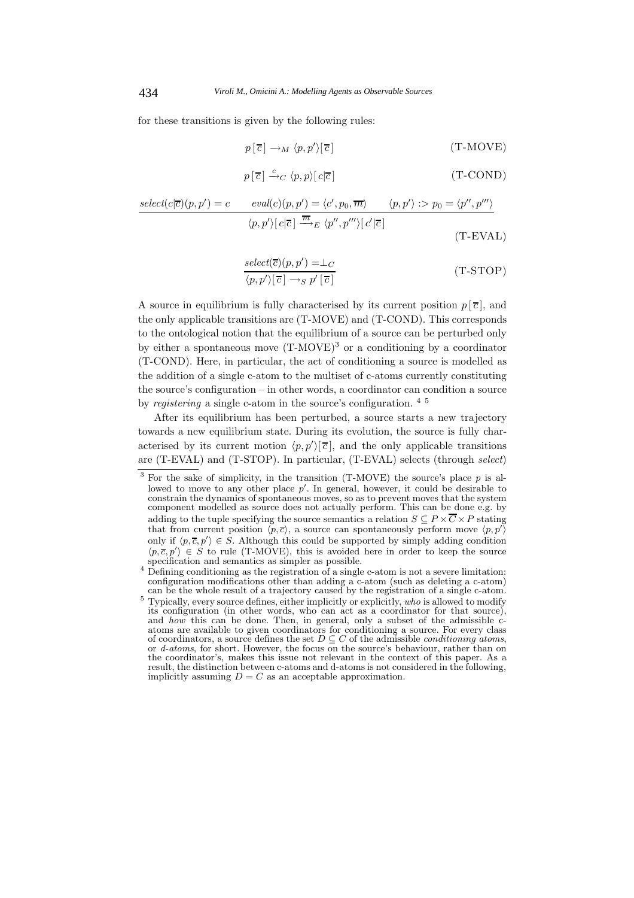for these transitions is given by the following rules:

$$p\,[\,\overline{c}\,] \rightarrow_M \langle p, p' \rangle [\,\overline{c}\,] \qquad \text{(T-MOVE)}$$

$$p\,[\,\overline{c}\,] \xrightarrow{c}_C \langle p, p \rangle [\,c|\overline{c}\,] \qquad \text{(T-COND)}$$

$$\frac{select(c|\overline{c})(p,p') = c \qquad eval(c)(p,p') = \langle c', p_0, \overline{m} \rangle \qquad \langle p, p' \rangle :> p_0 = \langle p'', p''' \rangle}{\langle p, p' \rangle [\,c|\overline{c}\,] \xrightarrow{\overline{m}}_E \langle p'', p''' \rangle [\,c'|\overline{c}\,]} \qquad \text{(T-EVAL)}$$

$$\frac{select(\overline{c})(p,p') = \perp_C}{\langle p, p' \rangle [\,\overline{c}\,] \rightarrow_S p'\,[\,\overline{c}\,]} \qquad \text{(T-STOP)}$$

A source in equilibrium is fully characterised by its current position $p\,[\,\overline{c}\,]$, and the only applicable transitions are (T-MOVE) and (T-COND). This corresponds to the ontological notion that the equilibrium of a source can be perturbed only by either a spontaneous move (T-MOVE)[3] or a conditioning by a coordinator (T-COND). Here, in particular, the act of conditioning a source is modelled as the addition of a single c-atom to the multiset of c-atoms currently constituting the source's configuration – in other words, a coordinator can condition a source by *registering* a single c-atom in the source's configuration. [4] [5]

After its equilibrium has been perturbed, a source starts a new trajectory towards a new equilibrium state. During its evolution, the source is fully characterised by its current motion $\langle p, p' \rangle [\,\overline{c}\,]$, and the only applicable transitions are (T-EVAL) and (T-STOP). In particular, (T-EVAL) selects (through *select*)

---

[3] For the sake of simplicity, in the transition (T-MOVE) the source's place $p$ is allowed to move to any other place $p'$. In general, however, it could be desirable to constrain the dynamics of spontaneous moves, so as to prevent moves that the system component modelled as source does not actually perform. This can be done e.g. by adding to the tuple specifying the source semantics a relation $S \subseteq P \times \overline{C} \times P$ stating that from current position $\langle p, \overline{c} \rangle$, a source can spontaneously perform move $\langle p, p' \rangle$ only if $\langle p, \overline{c}, p' \rangle \in S$. Although this could be supported by simply adding condition $\langle p, \overline{c}, p' \rangle \in S$ to rule (T-MOVE), this is avoided here in order to keep the source specification and semantics as simpler as possible.

[4] Defining conditioning as the registration of a single c-atom is not a severe limitation: configuration modifications other than adding a c-atom (such as deleting a c-atom) can be the whole result of a trajectory caused by the registration of a single c-atom.

[5] Typically, every source defines, either implicitly or explicitly, *who* is allowed to modify its configuration (in other words, who can act as a coordinator for that source), and *how* this can be done. Then, in general, only a subset of the admissible c-atoms are available to given coordinators for conditioning a source. For every class of coordinators, a source defines the set $D \subseteq C$ of the admissible *conditioning atoms*, or *d-atoms*, for short. However, the focus on the source's behaviour, rather than on the coordinator's, makes this issue not relevant in the context of this paper. As a result, the distinction between c-atoms and d-atoms is not considered in the following, implicitly assuming $D = C$ as an acceptable approximation.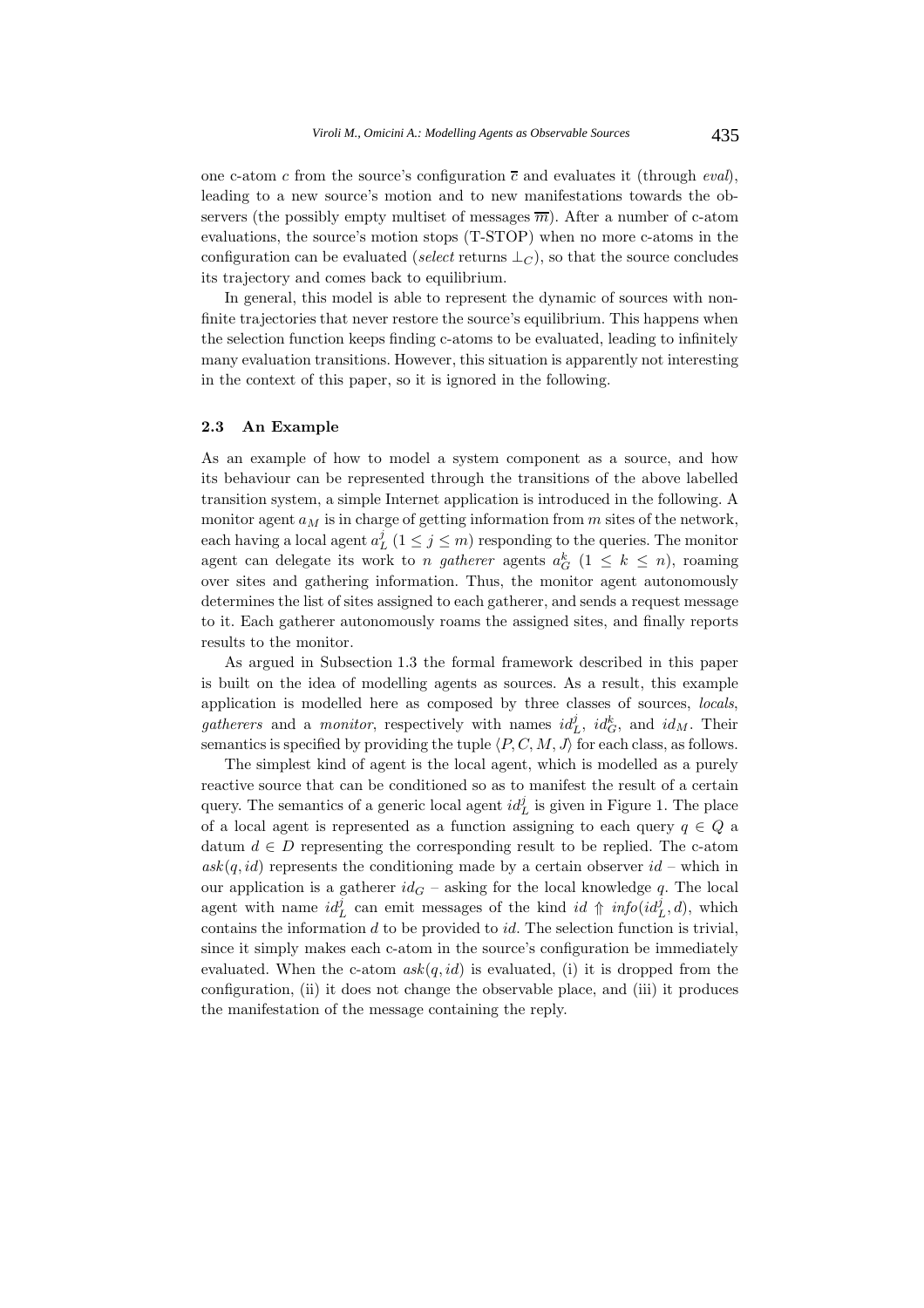one c-atom $c$ from the source's configuration $\overline{c}$ and evaluates it (through *eval*), leading to a new source's motion and to new manifestations towards the observers (the possibly empty multiset of messages $\overline{m}$). After a number of c-atom evaluations, the source's motion stops (T-STOP) when no more c-atoms in the configuration can be evaluated (*select* returns $\perp_C$), so that the source concludes its trajectory and comes back to equilibrium.

In general, this model is able to represent the dynamic of sources with non-finite trajectories that never restore the source's equilibrium. This happens when the selection function keeps finding c-atoms to be evaluated, leading to infinitely many evaluation transitions. However, this situation is apparently not interesting in the context of this paper, so it is ignored in the following.

### 2.3 An Example

As an example of how to model a system component as a source, and how its behaviour can be represented through the transitions of the above labelled transition system, a simple Internet application is introduced in the following. A monitor agent $a_M$ is in charge of getting information from $m$ sites of the network, each having a local agent $a_L^j$ ($1 \leq j \leq m$) responding to the queries. The monitor agent can delegate its work to $n$ *gatherer* agents $a_G^k$ ($1 \leq k \leq n$), roaming over sites and gathering information. Thus, the monitor agent autonomously determines the list of sites assigned to each gatherer, and sends a request message to it. Each gatherer autonomously roams the assigned sites, and finally reports results to the monitor.

As argued in Subsection 1.3 the formal framework described in this paper is built on the idea of modelling agents as sources. As a result, this example application is modelled here as composed by three classes of sources, *locals*, *gatherers* and a *monitor*, respectively with names $id_L^j$, $id_G^k$, and $id_M$. Their semantics is specified by providing the tuple $\langle P, C, M, J\rangle$ for each class, as follows.

The simplest kind of agent is the local agent, which is modelled as a purely reactive source that can be conditioned so as to manifest the result of a certain query. The semantics of a generic local agent $id_L^j$ is given in Figure 1. The place of a local agent is represented as a function assigning to each query $q \in Q$ a datum $d \in D$ representing the corresponding result to be replied. The c-atom $ask(q, id)$ represents the conditioning made by a certain observer $id$ – which in our application is a gatherer $id_G$ – asking for the local knowledge $q$. The local agent with name $id_L^j$ can emit messages of the kind $id \Uparrow info(id_L^j, d)$, which contains the information $d$ to be provided to $id$. The selection function is trivial, since it simply makes each c-atom in the source's configuration be immediately evaluated. When the c-atom $ask(q, id)$ is evaluated, (i) it is dropped from the configuration, (ii) it does not change the observable place, and (iii) it produces the manifestation of the message containing the reply.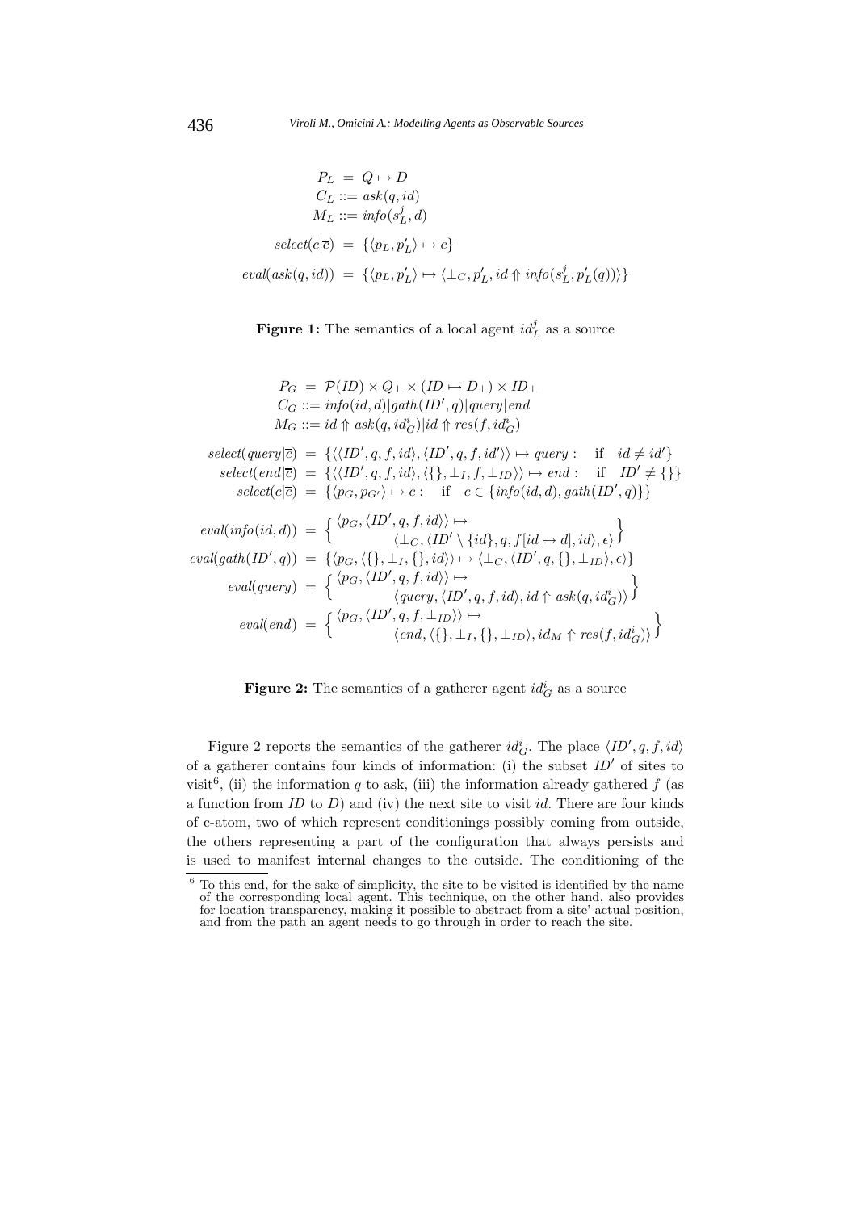$$
\begin{aligned}
P_L &= Q \mapsto D \\
C_L &::= ask(q, id) \\
M_L &::= info(s_L^j, d) \\
select(c|\overline{c}) &= \{\langle p_L, p'_L \rangle \mapsto c\} \\
eval(ask(q, id)) &= \{\langle p_L, p'_L \rangle \mapsto \langle \bot_C, p'_L, id \Uparrow info(s_L^j, p'_L(q)) \rangle\}
\end{aligned}
$$

**Figure 1:** The semantics of a local agent $id_L^j$ as a source

$$
\begin{aligned}
P_G &= \mathcal{P}(ID) \times Q_\bot \times (ID \mapsto D_\bot) \times ID_\bot \\
C_G &::= info(id, d) | gath(ID', q) | query | end \\
M_G &::= id \Uparrow ask(q, id_G^i) | id \Uparrow res(f, id_G^i)
\end{aligned}
$$

$$
\begin{aligned}
select(query|\overline{c}) &= \{\langle \langle ID', q, f, id \rangle, \langle ID', q, f, id' \rangle \rangle \mapsto query : \quad \text{if} \quad id \neq id' \} \\
select(end|\overline{c}) &= \{\langle \langle ID', q, f, id \rangle, \langle \{\}, \bot_I, f, \bot_{ID} \rangle \rangle \mapsto end : \quad \text{if} \quad ID' \neq \{\} \} \\
select(c|\overline{c}) &= \{\langle p_G, p_{G'} \rangle \mapsto c : \quad \text{if} \quad c \in \{info(id, d), gath(ID', q)\} \}
\end{aligned}
$$

$$
\begin{aligned}
eval(info(id, d)) &= \left\{ \begin{array}{l} \langle p_G, \langle ID', q, f, id \rangle \rangle \mapsto \\ \qquad \langle \bot_C, \langle ID' \setminus \{id\}, q, f[id \mapsto d], id \rangle, \epsilon \rangle \end{array} \right\} \\
eval(gath(ID', q)) &= \{\langle p_G, \langle \{\}, \bot_I, \{\}, id \rangle \rangle \mapsto \langle \bot_C, \langle ID', q, \{\}, \bot_{ID} \rangle, \epsilon \rangle \} \\
eval(query) &= \left\{ \begin{array}{l} \langle p_G, \langle ID', q, f, id \rangle \rangle \mapsto \\ \qquad \langle query, \langle ID', q, f, id \rangle, id \Uparrow ask(q, id_G^i) \rangle \end{array} \right\} \\
eval(end) &= \left\{ \begin{array}{l} \langle p_G, \langle ID', q, f, \bot_{ID} \rangle \rangle \mapsto \\ \qquad \langle end, \langle \{\}, \bot_I, \{\}, \bot_{ID} \rangle, id_M \Uparrow res(f, id_G^i) \rangle \end{array} \right\}
\end{aligned}
$$

**Figure 2:** The semantics of a gatherer agent $id_G^i$ as a source

Figure 2 reports the semantics of the gatherer $id_G^i$. The place $\langle ID', q, f, id \rangle$ of a gatherer contains four kinds of information: (i) the subset $ID'$ of sites to visit[6], (ii) the information $q$ to ask, (iii) the information already gathered $f$ (as a function from $ID$ to $D$) and (iv) the next site to visit $id$. There are four kinds of c-atom, two of which represent conditionings possibly coming from outside, the others representing a part of the configuration that always persists and is used to manifest internal changes to the outside. The conditioning of the

[6] To this end, for the sake of simplicity, the site to be visited is identified by the name of the corresponding local agent. This technique, on the other hand, also provides for location transparency, making it possible to abstract from a site' actual position, and from the path an agent needs to go through in order to reach the site.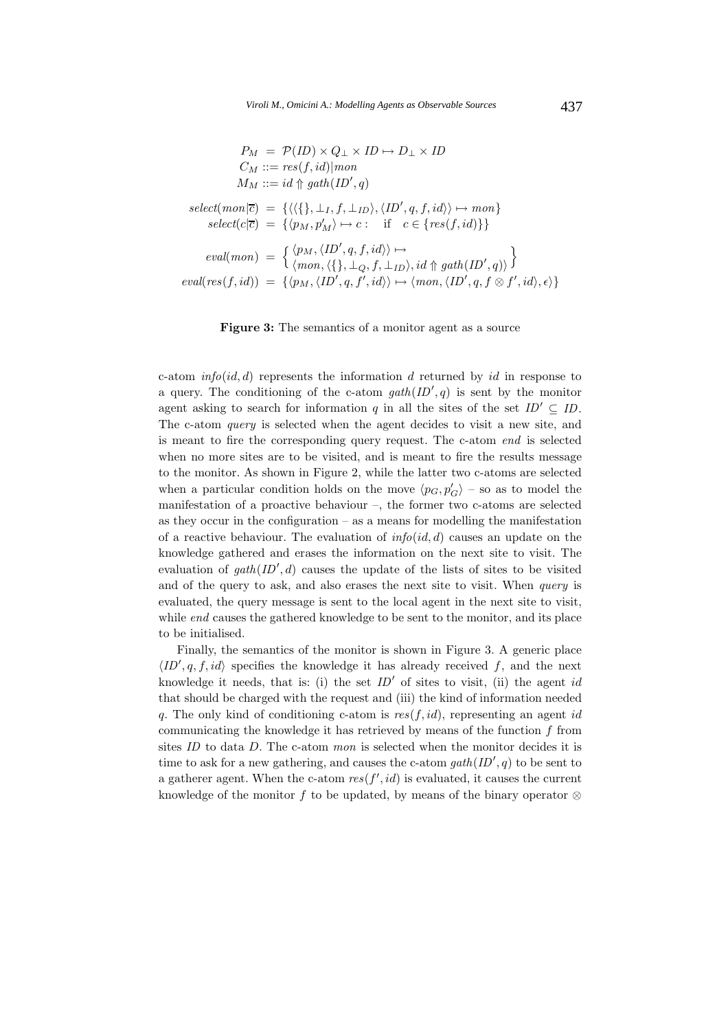$$
\begin{aligned}
P_M &= \mathcal{P}(ID) \times Q_\perp \times ID \mapsto D_\perp \times ID \\
C_M &::= res(f, id) | mon \\
M_M &::= id \Uparrow gath(ID', q)
\end{aligned}
$$

$$
\begin{aligned}
select(mon|\overline{c}) &= \{\langle\langle\{\}, \perp_I, f, \perp_{ID}\rangle, \langle ID', q, f, id\rangle\rangle \mapsto mon\} \\
select(c|\overline{c}) &= \{\langle p_M, p'_M\rangle \mapsto c : \quad \text{if} \quad c \in \{res(f, id)\}\}
\end{aligned}
$$

$$
\begin{aligned}
eval(mon) &= \left\{ \begin{array}{l} \langle p_M, \langle ID', q, f, id\rangle\rangle \mapsto \\ \langle mon, \langle\{\}, \perp_Q, f, \perp_{ID}\rangle, id \Uparrow gath(ID', q)\rangle \end{array} \right\} \\
eval(res(f, id)) &= \{\langle p_M, \langle ID', q, f', id\rangle\rangle \mapsto \langle mon, \langle ID', q, f \otimes f', id\rangle, \epsilon\rangle\}
\end{aligned}
$$

**Figure 3:** The semantics of a monitor agent as a source

c-atom $info(id, d)$ represents the information $d$ returned by $id$ in response to a query. The conditioning of the c-atom $gath(ID', q)$ is sent by the monitor agent asking to search for information $q$ in all the sites of the set $ID' \subseteq ID$. The c-atom *query* is selected when the agent decides to visit a new site, and is meant to fire the corresponding query request. The c-atom *end* is selected when no more sites are to be visited, and is meant to fire the results message to the monitor. As shown in Figure 2, while the latter two c-atoms are selected when a particular condition holds on the move $\langle p_G, p'_G\rangle$ – so as to model the manifestation of a proactive behaviour –, the former two c-atoms are selected as they occur in the configuration – as a means for modelling the manifestation of a reactive behaviour. The evaluation of $info(id, d)$ causes an update on the knowledge gathered and erases the information on the next site to visit. The evaluation of $gath(ID', d)$ causes the update of the lists of sites to be visited and of the query to ask, and also erases the next site to visit. When *query* is evaluated, the query message is sent to the local agent in the next site to visit, while *end* causes the gathered knowledge to be sent to the monitor, and its place to be initialised.

Finally, the semantics of the monitor is shown in Figure 3. A generic place $\langle ID', q, f, id\rangle$ specifies the knowledge it has already received $f$, and the next knowledge it needs, that is: (i) the set $ID'$ of sites to visit, (ii) the agent $id$ that should be charged with the request and (iii) the kind of information needed $q$. The only kind of conditioning c-atom is $res(f, id)$, representing an agent $id$ communicating the knowledge it has retrieved by means of the function $f$ from sites $ID$ to data $D$. The c-atom *mon* is selected when the monitor decides it is time to ask for a new gathering, and causes the c-atom $gath(ID', q)$ to be sent to a gatherer agent. When the c-atom $res(f', id)$ is evaluated, it causes the current knowledge of the monitor $f$ to be updated, by means of the binary operator $\otimes$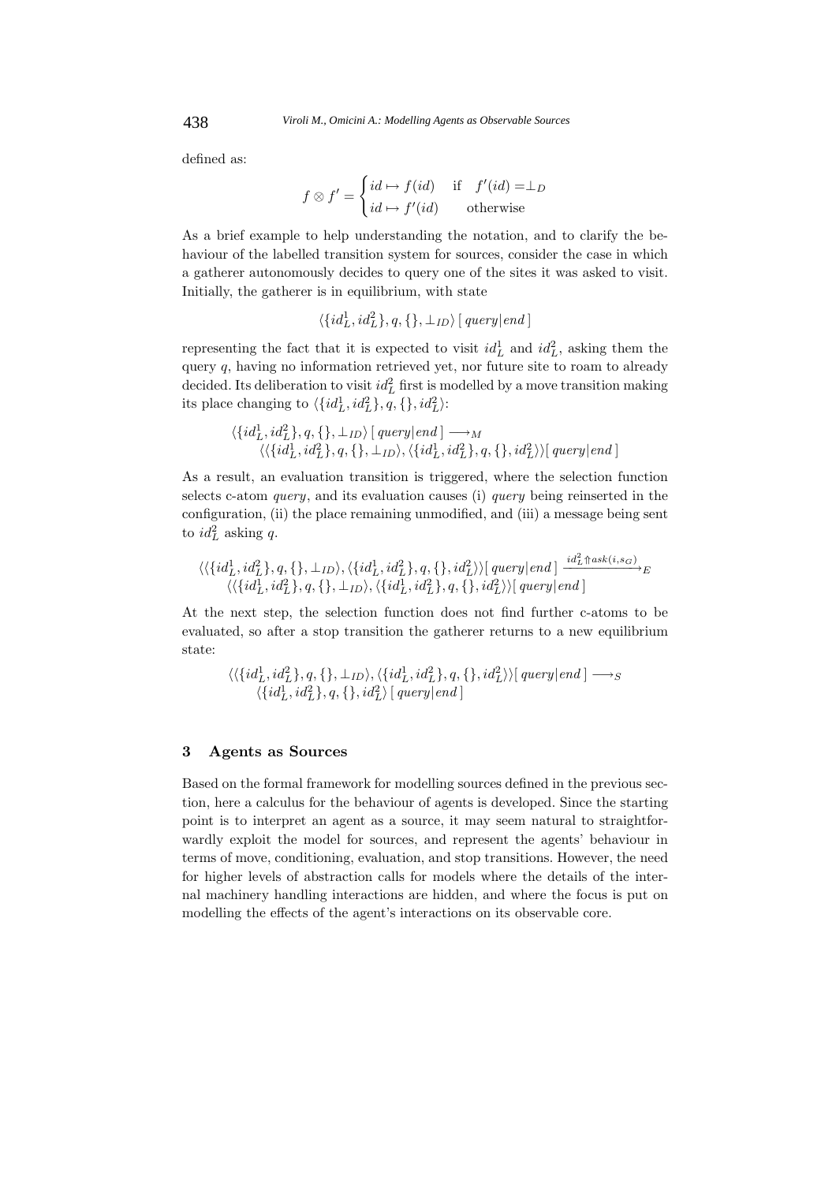defined as:

$$f \otimes f' = \begin{cases} id \mapsto f(id) & \text{if} \quad f'(id) = \perp_D \\ id \mapsto f'(id) & \text{otherwise} \end{cases}$$

As a brief example to help understanding the notation, and to clarify the behaviour of the labelled transition system for sources, consider the case in which a gatherer autonomously decides to query one of the sites it was asked to visit. Initially, the gatherer is in equilibrium, with state

$$\langle \{id_L^1, id_L^2\}, q, \{\}, \perp_{ID} \rangle \, [\, query | end \,]$$

representing the fact that it is expected to visit $id_L^1$ and $id_L^2$, asking them the query $q$, having no information retrieved yet, nor future site to roam to already decided. Its deliberation to visit $id_L^2$ first is modelled by a move transition making its place changing to $\langle \{id_L^1, id_L^2\}, q, \{\}, id_L^2 \rangle$:

$$\begin{array}{l} \langle \{id_L^1, id_L^2\}, q, \{\}, \perp_{ID} \rangle \, [\, query | end \,] \longrightarrow_M \\ \qquad \langle \langle \{id_L^1, id_L^2\}, q, \{\}, \perp_{ID} \rangle, \langle \{id_L^1, id_L^2\}, q, \{\}, id_L^2 \rangle \rangle [\, query | end \,] \end{array}$$

As a result, an evaluation transition is triggered, where the selection function selects c-atom *query*, and its evaluation causes (i) *query* being reinserted in the configuration, (ii) the place remaining unmodified, and (iii) a message being sent to $id_L^2$ asking $q$.

$$\begin{array}{l} \langle \langle \{id_L^1, id_L^2\}, q, \{\}, \perp_{ID} \rangle, \langle \{id_L^1, id_L^2\}, q, \{\}, id_L^2 \rangle \rangle [\, query | end \,] \xrightarrow{id_L^2 \Uparrow ask(i, s_G)}_E \\ \qquad \langle \langle \{id_L^1, id_L^2\}, q, \{\}, \perp_{ID} \rangle, \langle \{id_L^1, id_L^2\}, q, \{\}, id_L^2 \rangle \rangle [\, query | end \,] \end{array}$$

At the next step, the selection function does not find further c-atoms to be evaluated, so after a stop transition the gatherer returns to a new equilibrium state:

$$\begin{array}{l} \langle \langle \{id_L^1, id_L^2\}, q, \{\}, \perp_{ID} \rangle, \langle \{id_L^1, id_L^2\}, q, \{\}, id_L^2 \rangle \rangle [\, query | end \,] \longrightarrow_S \\ \qquad \langle \{id_L^1, id_L^2\}, q, \{\}, id_L^2 \rangle \, [\, query | end \,] \end{array}$$

## 3 Agents as Sources

Based on the formal framework for modelling sources defined in the previous section, here a calculus for the behaviour of agents is developed. Since the starting point is to interpret an agent as a source, it may seem natural to straightforwardly exploit the model for sources, and represent the agents' behaviour in terms of move, conditioning, evaluation, and stop transitions. However, the need for higher levels of abstraction calls for models where the details of the internal machinery handling interactions are hidden, and where the focus is put on modelling the effects of the agent's interactions on its observable core.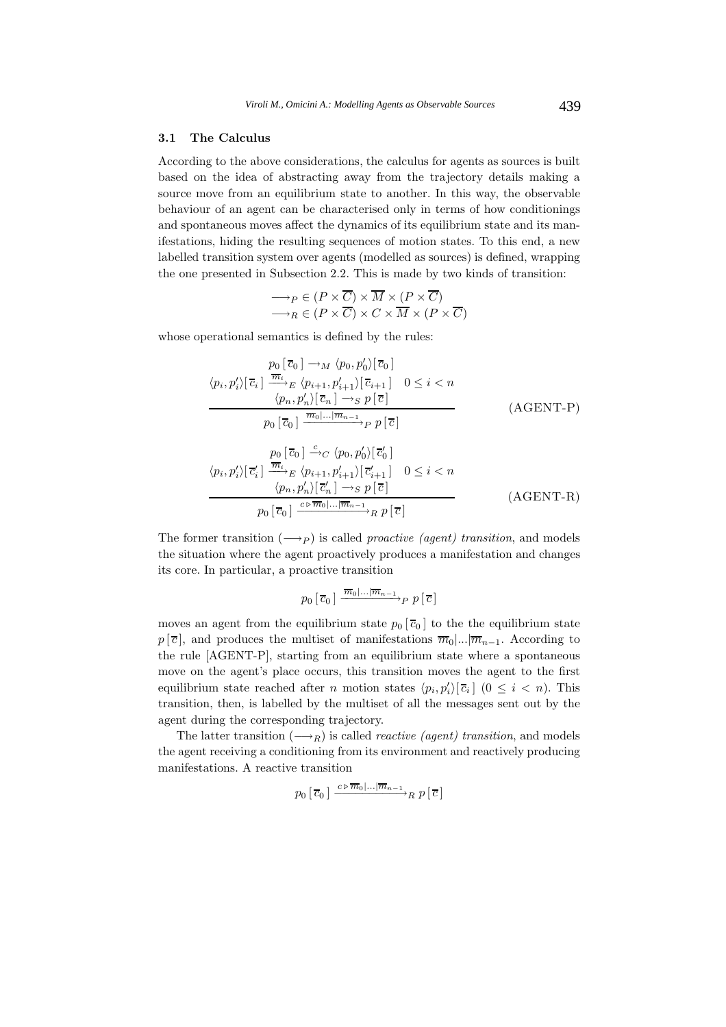### 3.1 The Calculus

According to the above considerations, the calculus for agents as sources is built based on the idea of abstracting away from the trajectory details making a source move from an equilibrium state to another. In this way, the observable behaviour of an agent can be characterised only in terms of how conditionings and spontaneous moves affect the dynamics of its equilibrium state and its manifestations, hiding the resulting sequences of motion states. To this end, a new labelled transition system over agents (modelled as sources) is defined, wrapping the one presented in Subsection 2.2. This is made by two kinds of transition:

$$\longrightarrow_P \in (P \times \overline{C}) \times \overline{M} \times (P \times \overline{C})$$
$$\longrightarrow_R \in (P \times \overline{C}) \times C \times \overline{M} \times (P \times \overline{C})$$

whose operational semantics is defined by the rules:

$$\frac{\begin{array}{c} p_0\,[\,\overline{c}_0\,] \rightarrow_M \langle p_0, p'_0\rangle[\,\overline{c}_0\,] \\ \langle p_i, p'_i\rangle[\,\overline{c}_i\,] \xrightarrow{\overline{m}_i}_E \langle p_{i+1}, p'_{i+1}\rangle[\,\overline{c}_{i+1}\,] \quad 0 \leq i < n \\ \langle p_n, p'_n\rangle[\,\overline{c}_n\,] \rightarrow_S p\,[\,\overline{c}\,] \end{array}}{p_0\,[\,\overline{c}_0\,] \xrightarrow{\overline{m}_0|...|\overline{m}_{n-1}}_P p\,[\,\overline{c}\,]} \qquad \text{(AGENT-P)}$$

$$\frac{\begin{array}{c} p_0\,[\,\overline{c}_0\,] \xrightarrow{c}_C \langle p_0, p'_0\rangle[\,\overline{c}'_0\,] \\ \langle p_i, p'_i\rangle[\,\overline{c}'_i\,] \xrightarrow{\overline{m}_i}_E \langle p_{i+1}, p'_{i+1}\rangle[\,\overline{c}'_{i+1}\,] \quad 0 \leq i < n \\ \langle p_n, p'_n\rangle[\,\overline{c}'_n\,] \rightarrow_S p\,[\,\overline{c}\,] \end{array}}{p_0\,[\,\overline{c}_0\,] \xrightarrow{c \triangleright \overline{m}_0|...|\overline{m}_{n-1}}_R p\,[\,\overline{c}\,]} \qquad \text{(AGENT-R)}$$

The former transition ($\longrightarrow_P$) is called *proactive (agent) transition*, and models the situation where the agent proactively produces a manifestation and changes its core. In particular, a proactive transition

$$p_0\,[\,\overline{c}_0\,] \xrightarrow{\overline{m}_0|...|\overline{m}_{n-1}}_P p\,[\,\overline{c}\,]$$

moves an agent from the equilibrium state $p_0\,[\,\overline{c}_0\,]$ to the the equilibrium state $p\,[\,\overline{c}\,]$, and produces the multiset of manifestations $\overline{m}_0|...|\overline{m}_{n-1}$. According to the rule [AGENT-P], starting from an equilibrium state where a spontaneous move on the agent's place occurs, this transition moves the agent to the first equilibrium state reached after $n$ motion states $\langle p_i, p'_i\rangle[\,\overline{c}_i\,]$ $(0 \leq i < n)$. This transition, then, is labelled by the multiset of all the messages sent out by the agent during the corresponding trajectory.

The latter transition ($\longrightarrow_R$) is called *reactive (agent) transition*, and models the agent receiving a conditioning from its environment and reactively producing manifestations. A reactive transition

$$p_0\,[\,\overline{c}_0\,] \xrightarrow{c \triangleright \overline{m}_0|...|\overline{m}_{n-1}}_R p\,[\,\overline{c}\,]$$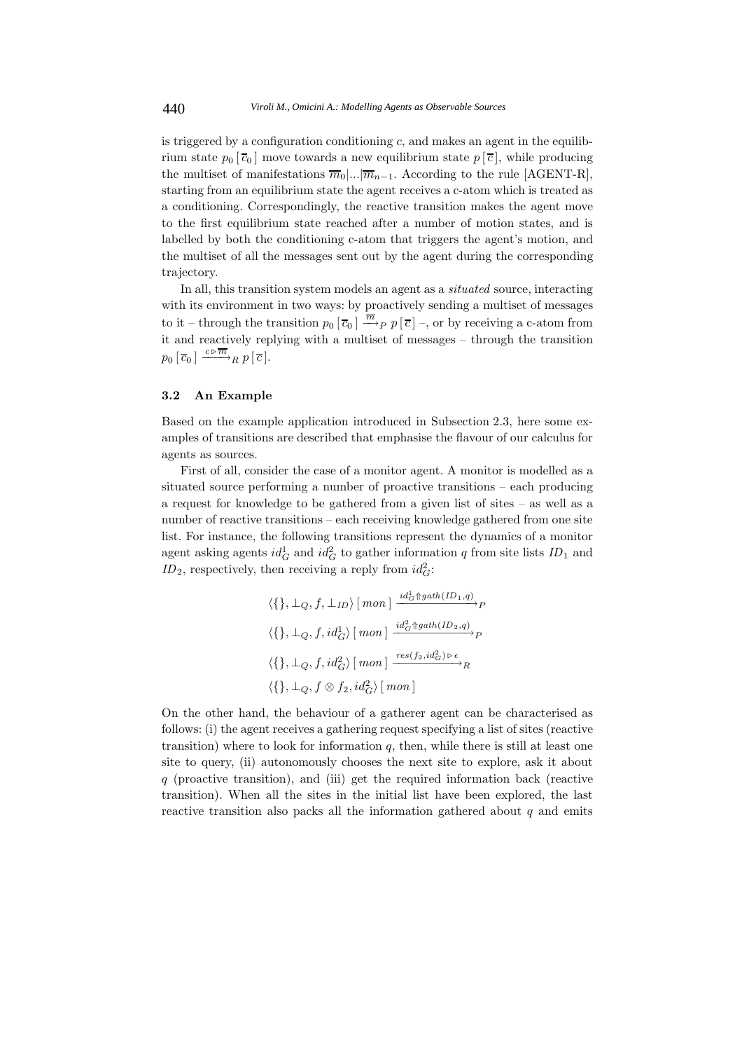is triggered by a configuration conditioning $c$, and makes an agent in the equilibrium state $p_0\,[\,\overline{c}_0\,]$ move towards a new equilibrium state $p\,[\,\overline{c}\,]$, while producing the multiset of manifestations $\overline{m}_0|...|\overline{m}_{n-1}$. According to the rule [AGENT-R], starting from an equilibrium state the agent receives a c-atom which is treated as a conditioning. Correspondingly, the reactive transition makes the agent move to the first equilibrium state reached after a number of motion states, and is labelled by both the conditioning c-atom that triggers the agent's motion, and the multiset of all the messages sent out by the agent during the corresponding trajectory.

In all, this transition system models an agent as a *situated* source, interacting with its environment in two ways: by proactively sending a multiset of messages to it – through the transition $p_0\,[\,\overline{c}_0\,] \xrightarrow{\overline{m}}_P p\,[\,\overline{c}\,]$ –, or by receiving a c-atom from it and reactively replying with a multiset of messages – through the transition $p_0\,[\,\overline{c}_0\,] \xrightarrow{c \triangleright \overline{m}}_R p\,[\,\overline{c}\,]$.

### 3.2 An Example

Based on the example application introduced in Subsection 2.3, here some examples of transitions are described that emphasise the flavour of our calculus for agents as sources.

First of all, consider the case of a monitor agent. A monitor is modelled as a situated source performing a number of proactive transitions – each producing a request for knowledge to be gathered from a given list of sites – as well as a number of reactive transitions – each receiving knowledge gathered from one site list. For instance, the following transitions represent the dynamics of a monitor agent asking agents $id^1_G$ and $id^2_G$ to gather information $q$ from site lists $ID_1$ and $ID_2$, respectively, then receiving a reply from $id^2_G$:

$$
\begin{array}{l}
\langle\{\}, \perp_Q, f, \perp_{ID}\rangle\,[\,mon\,] \xrightarrow{id^1_G \Uparrow gath(ID_1,q)}_P \\
\langle\{\}, \perp_Q, f, id^1_G\rangle\,[\,mon\,] \xrightarrow{id^2_G \Uparrow gath(ID_2,q)}_P \\
\langle\{\}, \perp_Q, f, id^2_G\rangle\,[\,mon\,] \xrightarrow{res(f_2, id^2_G) \triangleright \epsilon}_R \\
\langle\{\}, \perp_Q, f \otimes f_2, id^2_G\rangle\,[\,mon\,]
\end{array}
$$

On the other hand, the behaviour of a gatherer agent can be characterised as follows: (i) the agent receives a gathering request specifying a list of sites (reactive transition) where to look for information $q$, then, while there is still at least one site to query, (ii) autonomously chooses the next site to explore, ask it about $q$ (proactive transition), and (iii) get the required information back (reactive transition). When all the sites in the initial list have been explored, the last reactive transition also packs all the information gathered about $q$ and emits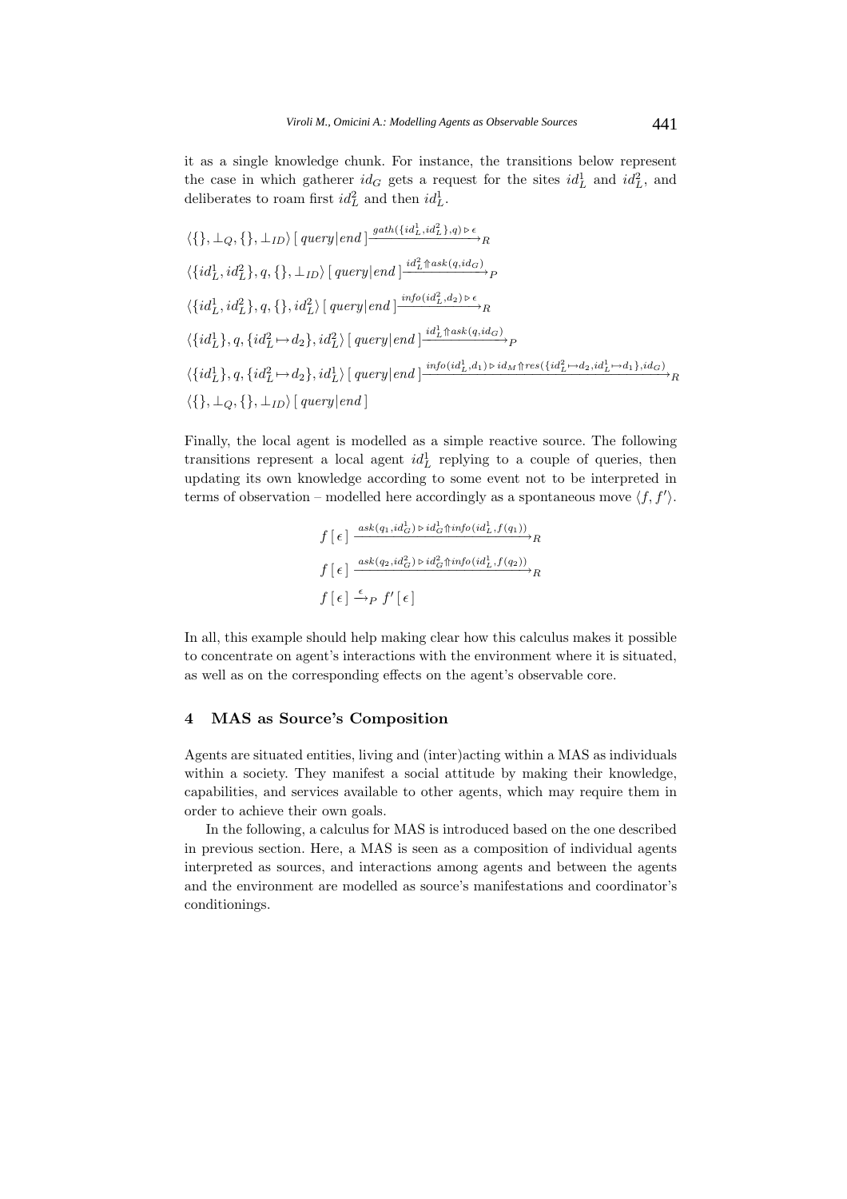it as a single knowledge chunk. For instance, the transitions below represent the case in which gatherer $id_G$ gets a request for the sites $id_L^1$ and $id_L^2$, and deliberates to roam first $id_L^2$ and then $id_L^1$.

$$\langle \{\}, \bot_Q, \{\}, \bot_{ID} \rangle \, [\, query|end \,] \xrightarrow{gath(\{id_L^1, id_L^2\}, q) \triangleright \epsilon}_R$$

$$\langle \{id_L^1, id_L^2\}, q, \{\}, \bot_{ID} \rangle \, [\, query|end \,] \xrightarrow{id_L^2 \Uparrow ask(q, id_G)}_P$$

$$\langle \{id_L^1, id_L^2\}, q, \{\}, id_L^2 \rangle \, [\, query|end \,] \xrightarrow{info(id_L^2, d_2) \triangleright \epsilon}_R$$

$$\langle \{id_L^1\}, q, \{id_L^2 \mapsto d_2\}, id_L^2 \rangle \, [\, query|end \,] \xrightarrow{id_L^1 \Uparrow ask(q, id_G)}_P$$

$$\langle \{id_L^1\}, q, \{id_L^2 \mapsto d_2\}, id_L^1 \rangle \, [\, query|end \,] \xrightarrow{info(id_L^1, d_1) \triangleright id_M \Uparrow res(\{id_L^2 \mapsto d_2, id_L^1 \mapsto d_1\}, id_G)}_R$$

$$\langle \{\}, \bot_Q, \{\}, \bot_{ID} \rangle \, [\, query|end \,]$$

Finally, the local agent is modelled as a simple reactive source. The following transitions represent a local agent $id_L^1$ replying to a couple of queries, then updating its own knowledge according to some event not to be interpreted in terms of observation – modelled here accordingly as a spontaneous move $\langle f, f' \rangle$.

$$f \, [\, \epsilon \,] \xrightarrow{ask(q_1, id_G^1) \triangleright id_G^1 \Uparrow info(id_L^1, f(q_1))}_R$$

$$f \, [\, \epsilon \,] \xrightarrow{ask(q_2, id_G^2) \triangleright id_G^2 \Uparrow info(id_L^1, f(q_2))}_R$$

$$f \, [\, \epsilon \,] \xrightarrow{\epsilon}_P f' \, [\, \epsilon \,]$$

In all, this example should help making clear how this calculus makes it possible to concentrate on agent's interactions with the environment where it is situated, as well as on the corresponding effects on the agent's observable core.

## 4 MAS as Source's Composition

Agents are situated entities, living and (inter)acting within a MAS as individuals within a society. They manifest a social attitude by making their knowledge, capabilities, and services available to other agents, which may require them in order to achieve their own goals.

In the following, a calculus for MAS is introduced based on the one described in previous section. Here, a MAS is seen as a composition of individual agents interpreted as sources, and interactions among agents and between the agents and the environment are modelled as source's manifestations and coordinator's conditionings.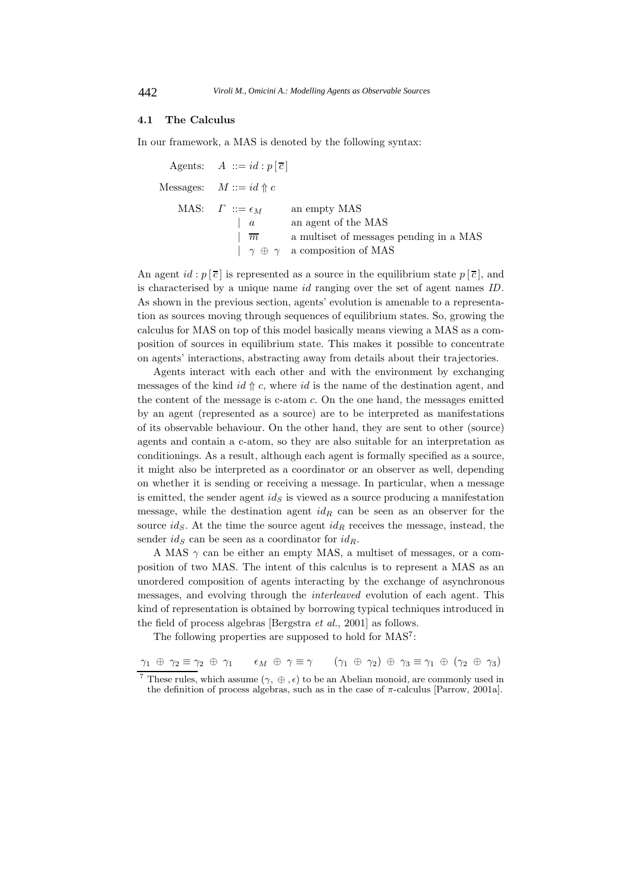### 4.1 The Calculus

In our framework, a MAS is denoted by the following syntax:

$$
\begin{array}{lll}
\text{Agents:} & A ::= id : p\,[\,\overline{c}\,] & \\
\text{Messages:} & M ::= id \Uparrow c & \\
\text{MAS:} & \Gamma ::= \epsilon_M & \text{an empty MAS} \\
& \quad \mid a & \text{an agent of the MAS} \\
& \quad \mid \overline{m} & \text{a multiset of messages pending in a MAS} \\
& \quad \mid \gamma \oplus \gamma & \text{a composition of MAS}
\end{array}
$$

An agent $id : p\,[\,\overline{c}\,]$ is represented as a source in the equilibrium state $p\,[\,\overline{c}\,]$, and is characterised by a unique name $id$ ranging over the set of agent names $ID$. As shown in the previous section, agents' evolution is amenable to a representation as sources moving through sequences of equilibrium states. So, growing the calculus for MAS on top of this model basically means viewing a MAS as a composition of sources in equilibrium state. This makes it possible to concentrate on agents' interactions, abstracting away from details about their trajectories.

Agents interact with each other and with the environment by exchanging messages of the kind $id \Uparrow c$, where $id$ is the name of the destination agent, and the content of the message is c-atom $c$. On the one hand, the messages emitted by an agent (represented as a source) are to be interpreted as manifestations of its observable behaviour. On the other hand, they are sent to other (source) agents and contain a c-atom, so they are also suitable for an interpretation as conditionings. As a result, although each agent is formally specified as a source, it might also be interpreted as a coordinator or an observer as well, depending on whether it is sending or receiving a message. In particular, when a message is emitted, the sender agent $id_S$ is viewed as a source producing a manifestation message, while the destination agent $id_R$ can be seen as an observer for the source $id_S$. At the time the source agent $id_R$ receives the message, instead, the sender $id_S$ can be seen as a coordinator for $id_R$.

A MAS $\gamma$ can be either an empty MAS, a multiset of messages, or a composition of two MAS. The intent of this calculus is to represent a MAS as an unordered composition of agents interacting by the exchange of asynchronous messages, and evolving through the *interleaved* evolution of each agent. This kind of representation is obtained by borrowing typical techniques introduced in the field of process algebras [Bergstra *et al.*, 2001] as follows.

The following properties are supposed to hold for MAS[7]:

$$
\gamma_1 \oplus \gamma_2 \equiv \gamma_2 \oplus \gamma_1 \qquad \epsilon_M \oplus \gamma \equiv \gamma \qquad (\gamma_1 \oplus \gamma_2) \oplus \gamma_3 \equiv \gamma_1 \oplus (\gamma_2 \oplus \gamma_3)
$$

[7] These rules, which assume $(\gamma, \oplus, \epsilon)$ to be an Abelian monoid, are commonly used in the definition of process algebras, such as in the case of $\pi$-calculus [Parrow, 2001a].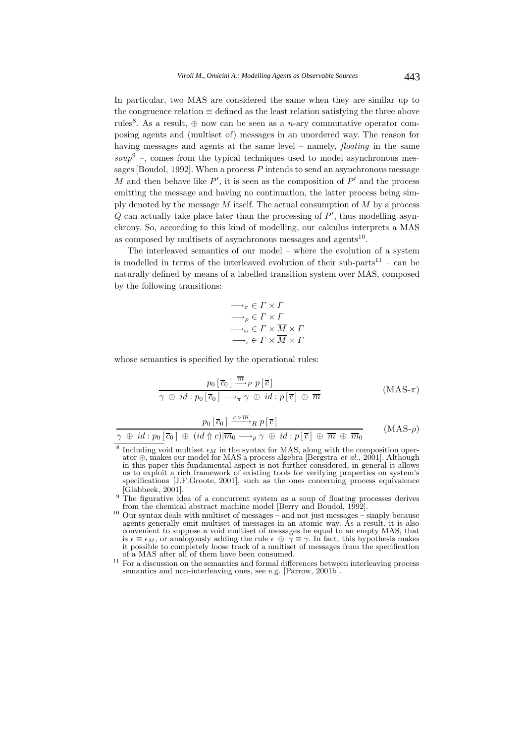In particular, two MAS are considered the same when they are similar up to the congruence relation $\equiv$ defined as the least relation satisfying the three above rules[8]. As a result, $\oplus$ now can be seen as a $n$-ary commutative operator composing agents and (multiset of) messages in an unordered way. The reason for having messages and agents at the same level – namely, *floating* in the same *soup*[9] –, comes from the typical techniques used to model asynchronous messages [Boudol, 1992]. When a process $P$ intends to send an asynchronous message $M$ and then behave like $P'$, it is seen as the composition of $P'$ and the process emitting the message and having no continuation, the latter process being simply denoted by the message $M$ itself. The actual consumption of $M$ by a process $Q$ can actually take place later than the processing of $P'$, thus modelling asynchrony. So, according to this kind of modelling, our calculus interprets a MAS as composed by multisets of asynchronous messages and agents[10].

The interleaved semantics of our model – where the evolution of a system is modelled in terms of the interleaved evolution of their sub-parts[11] – can be naturally defined by means of a labelled transition system over MAS, composed by the following transitions:

$$
\begin{aligned}
&\longrightarrow_\pi \in \Gamma \times \Gamma \\
&\longrightarrow_\rho \in \Gamma \times \Gamma \\
&\longrightarrow_\omega \in \Gamma \times \overline{M} \times \Gamma \\
&\longrightarrow_\iota \in \Gamma \times \overline{M} \times \Gamma
\end{aligned}
$$

whose semantics is specified by the operational rules:

$$
\frac{p_0\,[\,\overline{c}_0\,] \xrightarrow{\overline{m}}_P p\,[\,\overline{c}\,]}{\gamma \,\oplus\, id : p_0\,[\,\overline{c}_0\,] \longrightarrow_\pi \gamma \,\oplus\, id : p\,[\,\overline{c}\,] \,\oplus\, \overline{m}} \qquad (\text{MAS-}\pi)
$$

$$
\frac{p_0\,[\,\overline{c}_0\,] \xrightarrow{c \triangleright \overline{m}}_R p\,[\,\overline{c}\,]}{\gamma \,\oplus\, id : p_0\,[\,\overline{c}_0\,] \,\oplus\, (id \Uparrow c)|\overline{m}_0 \longrightarrow_\rho \gamma \,\oplus\, id : p\,[\,\overline{c}\,] \,\oplus\, \overline{m} \,\oplus\, \overline{m}_0} \qquad (\text{MAS-}\rho)
$$

---

[8] Including void multiset $\epsilon_M$ in the syntax for MAS, along with the composition operator $\oplus$, makes our model for MAS a process algebra [Bergstra *et al.*, 2001]. Although in this paper this fundamental aspect is not further considered, in general it allows us to exploit a rich framework of existing tools for verifying properties on system's specifications [J.F.Groote, 2001], such as the ones concerning process equivalence [Glabbeek, 2001].

[9] The figurative idea of a concurrent system as a soup of floating processes derives from the chemical abstract machine model [Berry and Boudol, 1992].

[10] Our syntax deals with multiset of messages – and not just messages – simply because agents generally emit multiset of messages in an atomic way. As a result, it is also convenient to suppose a void multiset of messages be equal to an empty MAS, that is $\epsilon \equiv \epsilon_M$, or analogously adding the rule $\epsilon \,\oplus\, \gamma \equiv \gamma$. In fact, this hypothesis makes it possible to completely loose track of a multiset of messages from the specification of a MAS after all of them have been consumed.

[11] For a discussion on the semantics and formal differences between interleaving process semantics and non-interleaving ones, see e.g. [Parrow, 2001b].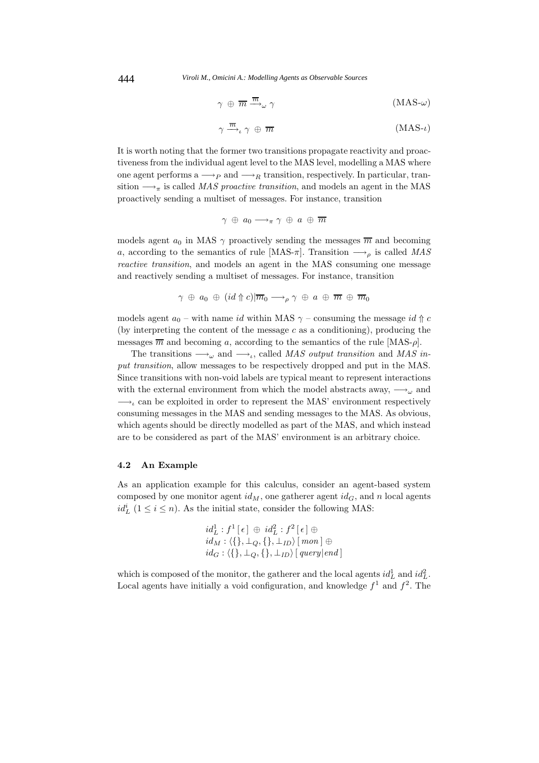$$\gamma \oplus \overline{m} \xrightarrow{\overline{m}}_{\omega} \gamma \qquad \text{(MAS-}\omega\text{)}$$

$$\gamma \xrightarrow{\overline{m}}_{\iota} \gamma \oplus \overline{m} \qquad \text{(MAS-}\iota\text{)}$$

It is worth noting that the former two transitions propagate reactivity and proactiveness from the individual agent level to the MAS level, modelling a MAS where one agent performs a $\longrightarrow_P$ and $\longrightarrow_R$ transition, respectively. In particular, transition $\longrightarrow_\pi$ is called *MAS proactive transition*, and models an agent in the MAS proactively sending a multiset of messages. For instance, transition

$$\gamma \oplus a_0 \longrightarrow_\pi \gamma \oplus a \oplus \overline{m}$$

models agent $a_0$ in MAS $\gamma$ proactively sending the messages $\overline{m}$ and becoming $a$, according to the semantics of rule [MAS-$\pi$]. Transition $\longrightarrow_\rho$ is called *MAS reactive transition*, and models an agent in the MAS consuming one message and reactively sending a multiset of messages. For instance, transition

$$\gamma \oplus a_0 \oplus (id \Uparrow c)|\overline{m}_0 \longrightarrow_\rho \gamma \oplus a \oplus \overline{m} \oplus \overline{m}_0$$

models agent $a_0$ – with name $id$ within MAS $\gamma$ – consuming the message $id \Uparrow c$ (by interpreting the content of the message $c$ as a conditioning), producing the messages $\overline{m}$ and becoming $a$, according to the semantics of the rule [MAS-$\rho$].

The transitions $\longrightarrow_\omega$ and $\longrightarrow_\iota$, called *MAS output transition* and *MAS input transition*, allow messages to be respectively dropped and put in the MAS. Since transitions with non-void labels are typical meant to represent interactions with the external environment from which the model abstracts away, $\longrightarrow_\omega$ and $\longrightarrow_\iota$ can be exploited in order to represent the MAS' environment respectively consuming messages in the MAS and sending messages to the MAS. As obvious, which agents should be directly modelled as part of the MAS, and which instead are to be considered as part of the MAS' environment is an arbitrary choice.

### 4.2 An Example

As an application example for this calculus, consider an agent-based system composed by one monitor agent $id_M$, one gatherer agent $id_G$, and $n$ local agents $id_L^i$ ($1 \leq i \leq n$). As the initial state, consider the following MAS:

$$\begin{array}{l} id_L^1 : f^1 [\,\epsilon\,] \oplus id_L^2 : f^2 [\,\epsilon\,] \oplus \\ id_M : \langle \{\}, \bot_Q, \{\}, \bot_{ID} \rangle [\,mon\,] \oplus \\ id_G : \langle \{\}, \bot_Q, \{\}, \bot_{ID} \rangle [\,query|end\,] \end{array}$$

which is composed of the monitor, the gatherer and the local agents $id_L^1$ and $id_L^2$. Local agents have initially a void configuration, and knowledge $f^1$ and $f^2$. The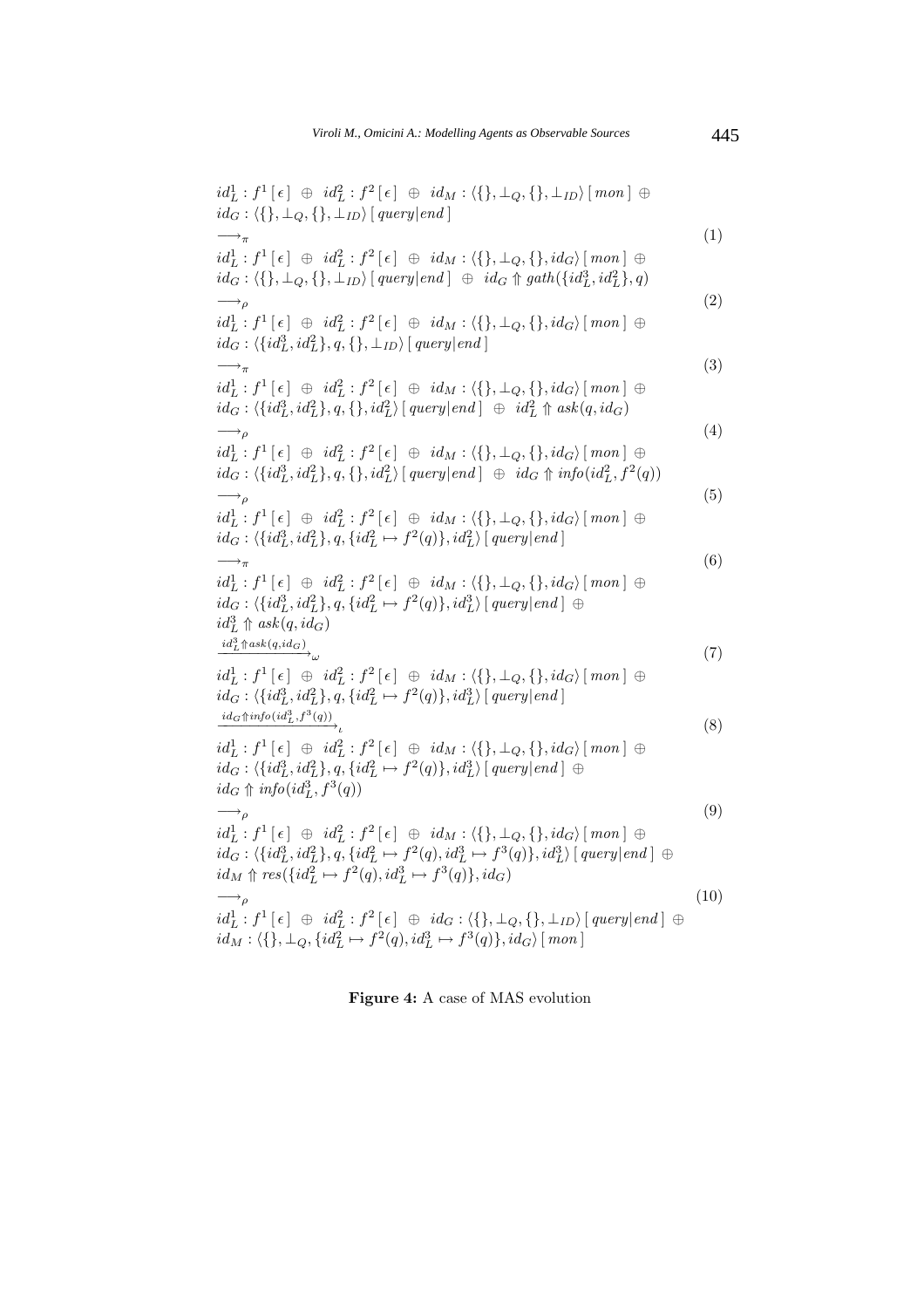$$
\begin{aligned}
& id_L^1 : f^1\,[\,\epsilon\,] \;\oplus\; id_L^2 : f^2\,[\,\epsilon\,] \;\oplus\; id_M : \langle\{\}, \bot_Q, \{\}, \bot_{ID}\rangle\,[\,mon\,] \;\oplus \\
& id_G : \langle\{\}, \bot_Q, \{\}, \bot_{ID}\rangle\,[\,query|end\,] \\
& \longrightarrow_\pi && (1) \\
& id_L^1 : f^1\,[\,\epsilon\,] \;\oplus\; id_L^2 : f^2\,[\,\epsilon\,] \;\oplus\; id_M : \langle\{\}, \bot_Q, \{\}, id_G\rangle\,[\,mon\,] \;\oplus \\
& id_G : \langle\{\}, \bot_Q, \{\}, \bot_{ID}\rangle\,[\,query|end\,] \;\oplus\; id_G \Uparrow gath(\{id_L^3, id_L^2\}, q) \\
& \longrightarrow_\rho && (2) \\
& id_L^1 : f^1\,[\,\epsilon\,] \;\oplus\; id_L^2 : f^2\,[\,\epsilon\,] \;\oplus\; id_M : \langle\{\}, \bot_Q, \{\}, id_G\rangle\,[\,mon\,] \;\oplus \\
& id_G : \langle\{id_L^3, id_L^2\}, q, \{\}, \bot_{ID}\rangle\,[\,query|end\,] \\
& \longrightarrow_\pi && (3) \\
& id_L^1 : f^1\,[\,\epsilon\,] \;\oplus\; id_L^2 : f^2\,[\,\epsilon\,] \;\oplus\; id_M : \langle\{\}, \bot_Q, \{\}, id_G\rangle\,[\,mon\,] \;\oplus \\
& id_G : \langle\{id_L^3, id_L^2\}, q, \{\}, id_L^2\rangle\,[\,query|end\,] \;\oplus\; id_L^2 \Uparrow ask(q, id_G) \\
& \longrightarrow_\rho && (4) \\
& id_L^1 : f^1\,[\,\epsilon\,] \;\oplus\; id_L^2 : f^2\,[\,\epsilon\,] \;\oplus\; id_M : \langle\{\}, \bot_Q, \{\}, id_G\rangle\,[\,mon\,] \;\oplus \\
& id_G : \langle\{id_L^3, id_L^2\}, q, \{\}, id_L^2\rangle\,[\,query|end\,] \;\oplus\; id_G \Uparrow info(id_L^2, f^2(q)) \\
& \longrightarrow_\rho && (5) \\
& id_L^1 : f^1\,[\,\epsilon\,] \;\oplus\; id_L^2 : f^2\,[\,\epsilon\,] \;\oplus\; id_M : \langle\{\}, \bot_Q, \{\}, id_G\rangle\,[\,mon\,] \;\oplus \\
& id_G : \langle\{id_L^3, id_L^2\}, q, \{id_L^2 \mapsto f^2(q)\}, id_L^2\rangle\,[\,query|end\,] \\
& \longrightarrow_\pi && (6) \\
& id_L^1 : f^1\,[\,\epsilon\,] \;\oplus\; id_L^2 : f^2\,[\,\epsilon\,] \;\oplus\; id_M : \langle\{\}, \bot_Q, \{\}, id_G\rangle\,[\,mon\,] \;\oplus \\
& id_G : \langle\{id_L^3, id_L^2\}, q, \{id_L^2 \mapsto f^2(q)\}, id_L^3\rangle\,[\,query|end\,] \;\oplus \\
& id_L^3 \Uparrow ask(q, id_G) \\
& \xrightarrow{id_L^3 \Uparrow ask(q, id_G)}_\omega && (7) \\
& id_L^1 : f^1\,[\,\epsilon\,] \;\oplus\; id_L^2 : f^2\,[\,\epsilon\,] \;\oplus\; id_M : \langle\{\}, \bot_Q, \{\}, id_G\rangle\,[\,mon\,] \;\oplus \\
& id_G : \langle\{id_L^3, id_L^2\}, q, \{id_L^2 \mapsto f^2(q)\}, id_L^3\rangle\,[\,query|end\,] \\
& \xrightarrow{id_G \Uparrow info(id_L^3, f^3(q))}_\iota && (8) \\
& id_L^1 : f^1\,[\,\epsilon\,] \;\oplus\; id_L^2 : f^2\,[\,\epsilon\,] \;\oplus\; id_M : \langle\{\}, \bot_Q, \{\}, id_G\rangle\,[\,mon\,] \;\oplus \\
& id_G : \langle\{id_L^3, id_L^2\}, q, \{id_L^2 \mapsto f^2(q)\}, id_L^3\rangle\,[\,query|end\,] \;\oplus \\
& id_G \Uparrow info(id_L^3, f^3(q)) \\
& \longrightarrow_\rho && (9) \\
& id_L^1 : f^1\,[\,\epsilon\,] \;\oplus\; id_L^2 : f^2\,[\,\epsilon\,] \;\oplus\; id_M : \langle\{\}, \bot_Q, \{\}, id_G\rangle\,[\,mon\,] \;\oplus \\
& id_G : \langle\{id_L^3, id_L^2\}, q, \{id_L^2 \mapsto f^2(q), id_L^3 \mapsto f^3(q)\}, id_L^3\rangle\,[\,query|end\,] \;\oplus \\
& id_M \Uparrow res(\{id_L^2 \mapsto f^2(q), id_L^3 \mapsto f^3(q)\}, id_G) \\
& \longrightarrow_\rho && (10) \\
& id_L^1 : f^1\,[\,\epsilon\,] \;\oplus\; id_L^2 : f^2\,[\,\epsilon\,] \;\oplus\; id_G : \langle\{\}, \bot_Q, \{\}, \bot_{ID}\rangle\,[\,query|end\,] \;\oplus \\
& id_M : \langle\{\}, \bot_Q, \{id_L^2 \mapsto f^2(q), id_L^3 \mapsto f^3(q)\}, id_G\rangle\,[\,mon\,]
\end{aligned}
$$

**Figure 4:** A case of MAS evolution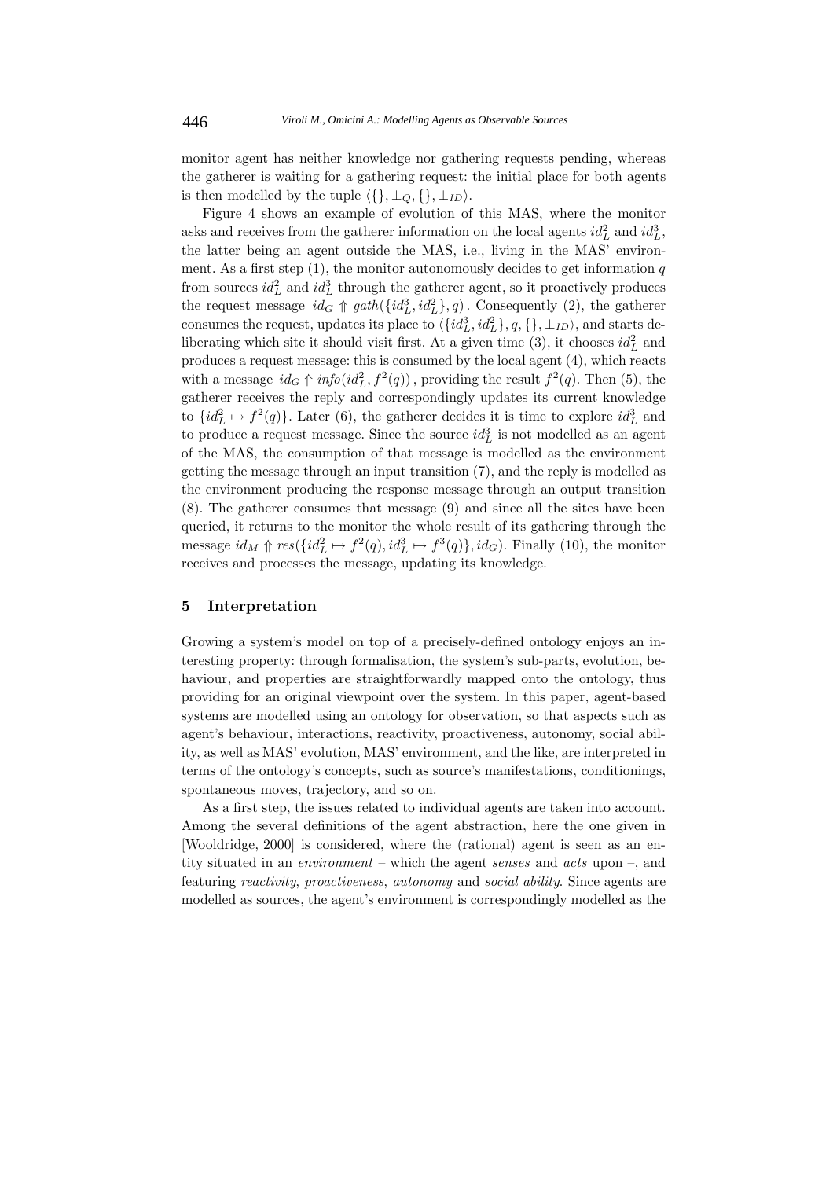monitor agent has neither knowledge nor gathering requests pending, whereas the gatherer is waiting for a gathering request: the initial place for both agents is then modelled by the tuple $\langle \{\}, \perp_Q, \{\}, \perp_{ID} \rangle$.

Figure 4 shows an example of evolution of this MAS, where the monitor asks and receives from the gatherer information on the local agents $id_L^2$ and $id_L^3$, the latter being an agent outside the MAS, i.e., living in the MAS' environment. As a first step (1), the monitor autonomously decides to get information $q$ from sources $id_L^2$ and $id_L^3$ through the gatherer agent, so it proactively produces the request message $id_G \Uparrow gath(\{id_L^3, id_L^2\}, q)$. Consequently (2), the gatherer consumes the request, updates its place to $\langle \{id_L^3, id_L^2\}, q, \{\}, \perp_{ID} \rangle$, and starts deliberating which site it should visit first. At a given time (3), it chooses $id_L^2$ and produces a request message: this is consumed by the local agent (4), which reacts with a message $id_G \Uparrow info(id_L^2, f^2(q))$, providing the result $f^2(q)$. Then (5), the gatherer receives the reply and correspondingly updates its current knowledge to $\{id_L^2 \mapsto f^2(q)\}$. Later (6), the gatherer decides it is time to explore $id_L^3$ and to produce a request message. Since the source $id_L^3$ is not modelled as an agent of the MAS, the consumption of that message is modelled as the environment getting the message through an input transition (7), and the reply is modelled as the environment producing the response message through an output transition (8). The gatherer consumes that message (9) and since all the sites have been queried, it returns to the monitor the whole result of its gathering through the message $id_M \Uparrow res(\{id_L^2 \mapsto f^2(q), id_L^3 \mapsto f^3(q)\}, id_G)$. Finally (10), the monitor receives and processes the message, updating its knowledge.

## 5 Interpretation

Growing a system's model on top of a precisely-defined ontology enjoys an interesting property: through formalisation, the system's sub-parts, evolution, behaviour, and properties are straightforwardly mapped onto the ontology, thus providing for an original viewpoint over the system. In this paper, agent-based systems are modelled using an ontology for observation, so that aspects such as agent's behaviour, interactions, reactivity, proactiveness, autonomy, social ability, as well as MAS' evolution, MAS' environment, and the like, are interpreted in terms of the ontology's concepts, such as source's manifestations, conditionings, spontaneous moves, trajectory, and so on.

As a first step, the issues related to individual agents are taken into account. Among the several definitions of the agent abstraction, here the one given in [Wooldridge, 2000] is considered, where the (rational) agent is seen as an entity situated in an *environment* – which the agent *senses* and *acts* upon –, and featuring *reactivity*, *proactiveness*, *autonomy* and *social ability*. Since agents are modelled as sources, the agent's environment is correspondingly modelled as the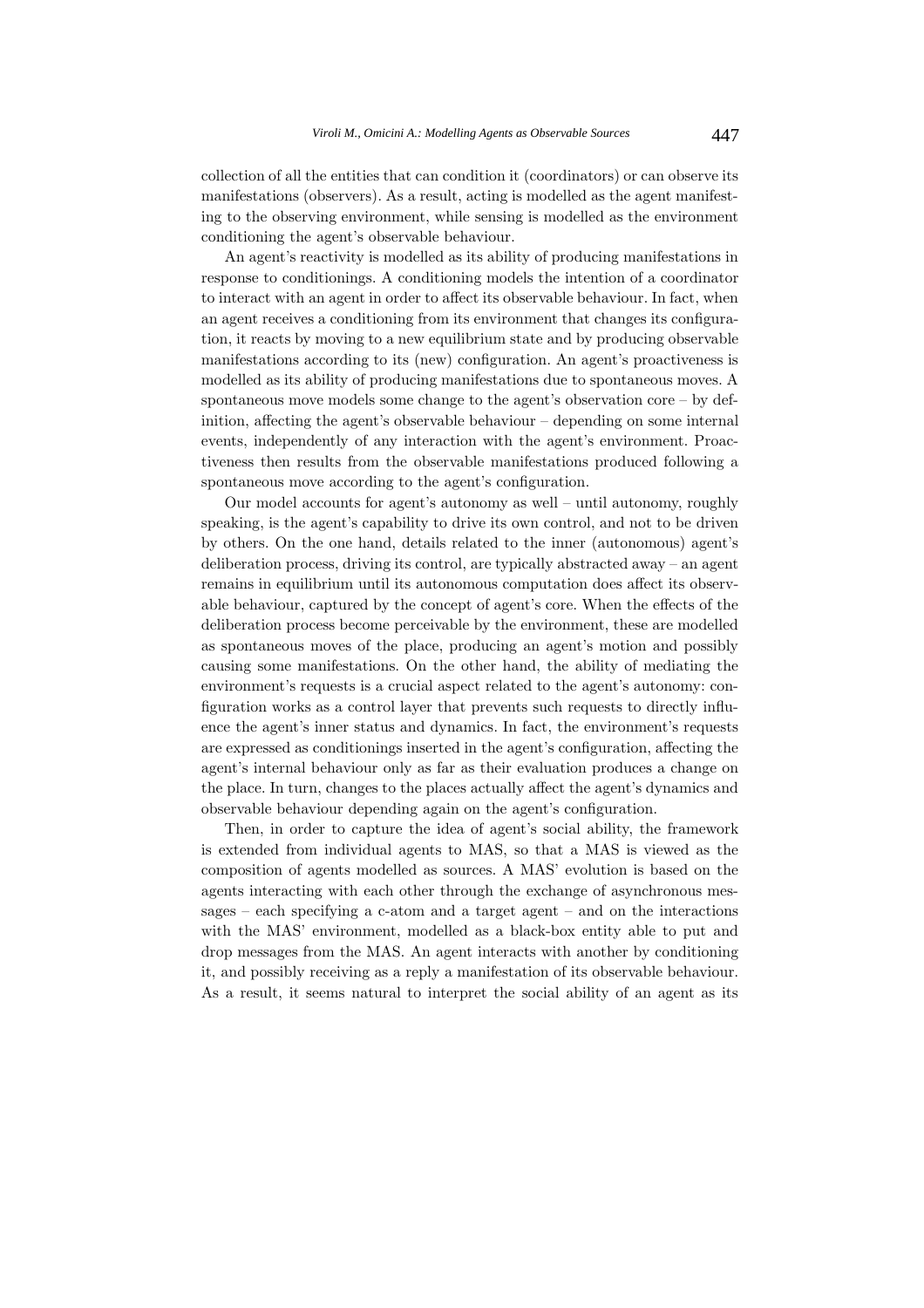collection of all the entities that can condition it (coordinators) or can observe its manifestations (observers). As a result, acting is modelled as the agent manifesting to the observing environment, while sensing is modelled as the environment conditioning the agent's observable behaviour.

An agent's reactivity is modelled as its ability of producing manifestations in response to conditionings. A conditioning models the intention of a coordinator to interact with an agent in order to affect its observable behaviour. In fact, when an agent receives a conditioning from its environment that changes its configuration, it reacts by moving to a new equilibrium state and by producing observable manifestations according to its (new) configuration. An agent's proactiveness is modelled as its ability of producing manifestations due to spontaneous moves. A spontaneous move models some change to the agent's observation core – by definition, affecting the agent's observable behaviour – depending on some internal events, independently of any interaction with the agent's environment. Proactiveness then results from the observable manifestations produced following a spontaneous move according to the agent's configuration.

Our model accounts for agent's autonomy as well – until autonomy, roughly speaking, is the agent's capability to drive its own control, and not to be driven by others. On the one hand, details related to the inner (autonomous) agent's deliberation process, driving its control, are typically abstracted away – an agent remains in equilibrium until its autonomous computation does affect its observable behaviour, captured by the concept of agent's core. When the effects of the deliberation process become perceivable by the environment, these are modelled as spontaneous moves of the place, producing an agent's motion and possibly causing some manifestations. On the other hand, the ability of mediating the environment's requests is a crucial aspect related to the agent's autonomy: configuration works as a control layer that prevents such requests to directly influence the agent's inner status and dynamics. In fact, the environment's requests are expressed as conditionings inserted in the agent's configuration, affecting the agent's internal behaviour only as far as their evaluation produces a change on the place. In turn, changes to the places actually affect the agent's dynamics and observable behaviour depending again on the agent's configuration.

Then, in order to capture the idea of agent's social ability, the framework is extended from individual agents to MAS, so that a MAS is viewed as the composition of agents modelled as sources. A MAS' evolution is based on the agents interacting with each other through the exchange of asynchronous messages – each specifying a c-atom and a target agent – and on the interactions with the MAS' environment, modelled as a black-box entity able to put and drop messages from the MAS. An agent interacts with another by conditioning it, and possibly receiving as a reply a manifestation of its observable behaviour. As a result, it seems natural to interpret the social ability of an agent as its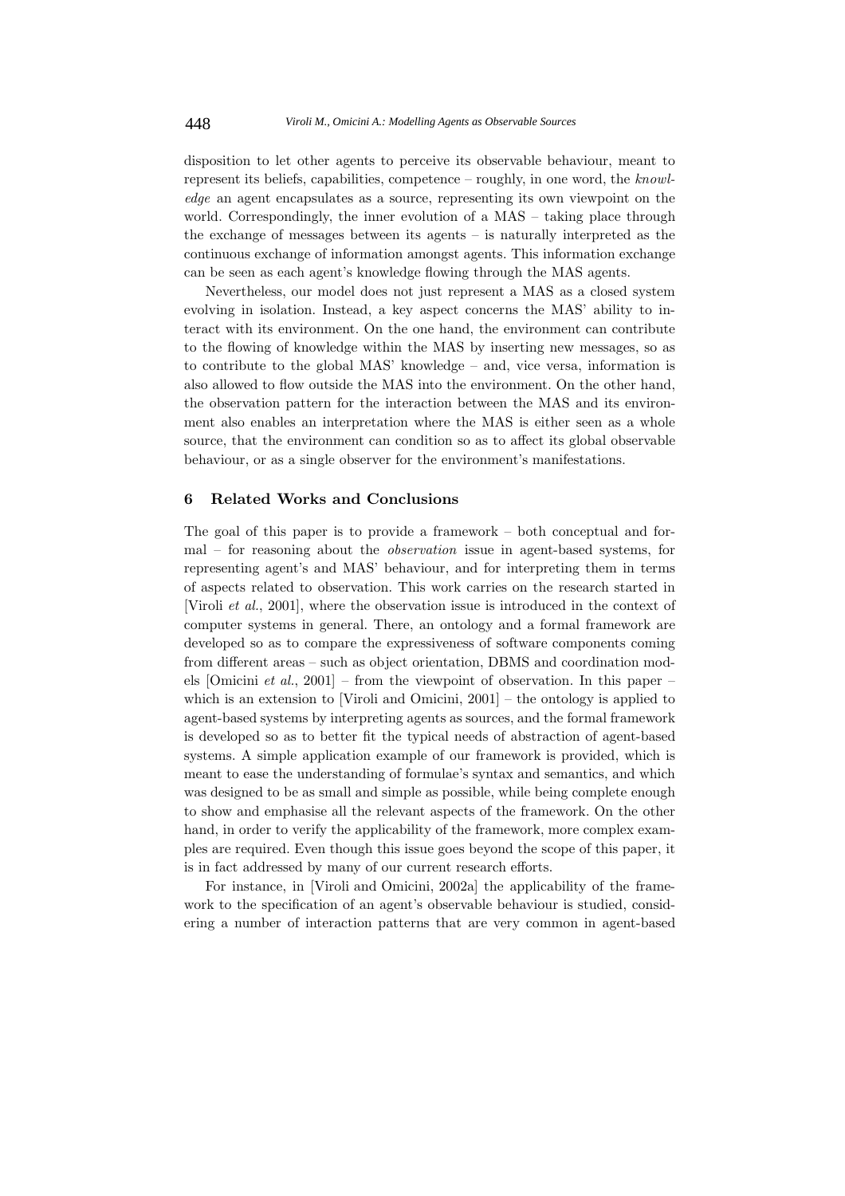disposition to let other agents to perceive its observable behaviour, meant to represent its beliefs, capabilities, competence – roughly, in one word, the *knowledge* an agent encapsulates as a source, representing its own viewpoint on the world. Correspondingly, the inner evolution of a MAS – taking place through the exchange of messages between its agents – is naturally interpreted as the continuous exchange of information amongst agents. This information exchange can be seen as each agent's knowledge flowing through the MAS agents.

Nevertheless, our model does not just represent a MAS as a closed system evolving in isolation. Instead, a key aspect concerns the MAS' ability to interact with its environment. On the one hand, the environment can contribute to the flowing of knowledge within the MAS by inserting new messages, so as to contribute to the global MAS' knowledge – and, vice versa, information is also allowed to flow outside the MAS into the environment. On the other hand, the observation pattern for the interaction between the MAS and its environment also enables an interpretation where the MAS is either seen as a whole source, that the environment can condition so as to affect its global observable behaviour, or as a single observer for the environment's manifestations.

## 6 Related Works and Conclusions

The goal of this paper is to provide a framework – both conceptual and formal – for reasoning about the *observation* issue in agent-based systems, for representing agent's and MAS' behaviour, and for interpreting them in terms of aspects related to observation. This work carries on the research started in [Viroli *et al.*, 2001], where the observation issue is introduced in the context of computer systems in general. There, an ontology and a formal framework are developed so as to compare the expressiveness of software components coming from different areas – such as object orientation, DBMS and coordination models [Omicini *et al.*, 2001] – from the viewpoint of observation. In this paper – which is an extension to [Viroli and Omicini, 2001] – the ontology is applied to agent-based systems by interpreting agents as sources, and the formal framework is developed so as to better fit the typical needs of abstraction of agent-based systems. A simple application example of our framework is provided, which is meant to ease the understanding of formulae's syntax and semantics, and which was designed to be as small and simple as possible, while being complete enough to show and emphasise all the relevant aspects of the framework. On the other hand, in order to verify the applicability of the framework, more complex examples are required. Even though this issue goes beyond the scope of this paper, it is in fact addressed by many of our current research efforts.

For instance, in [Viroli and Omicini, 2002a] the applicability of the framework to the specification of an agent's observable behaviour is studied, considering a number of interaction patterns that are very common in agent-based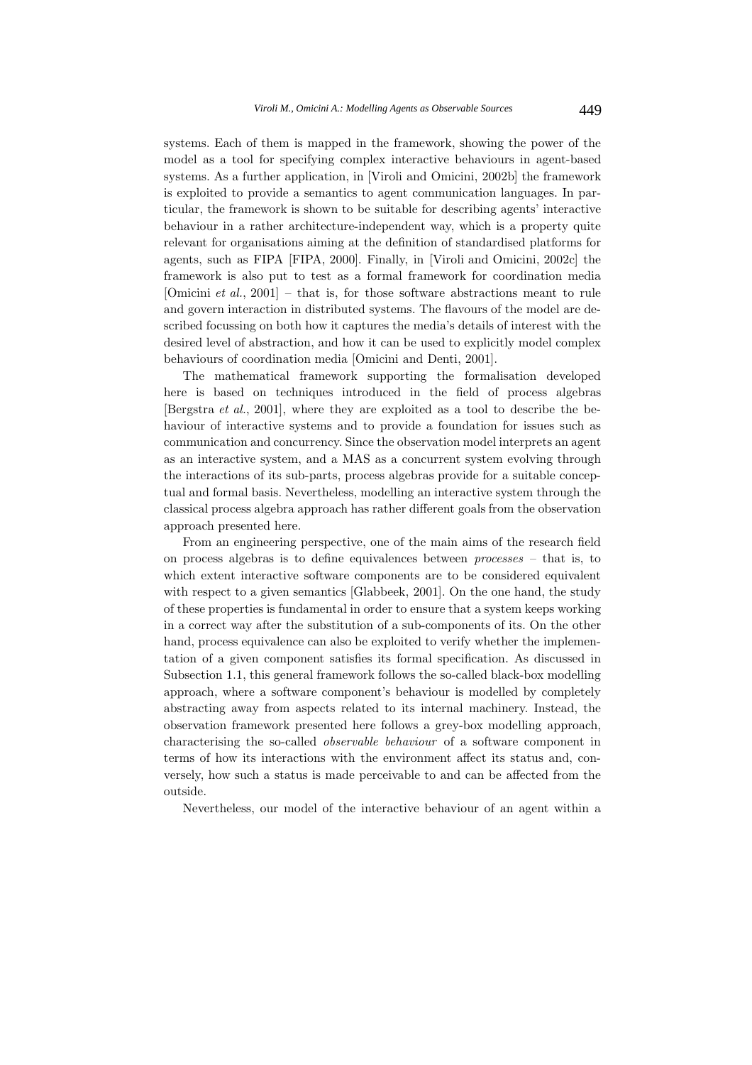systems. Each of them is mapped in the framework, showing the power of the model as a tool for specifying complex interactive behaviours in agent-based systems. As a further application, in [Viroli and Omicini, 2002b] the framework is exploited to provide a semantics to agent communication languages. In particular, the framework is shown to be suitable for describing agents' interactive behaviour in a rather architecture-independent way, which is a property quite relevant for organisations aiming at the definition of standardised platforms for agents, such as FIPA [FIPA, 2000]. Finally, in [Viroli and Omicini, 2002c] the framework is also put to test as a formal framework for coordination media [Omicini *et al.*, 2001] – that is, for those software abstractions meant to rule and govern interaction in distributed systems. The flavours of the model are described focussing on both how it captures the media's details of interest with the desired level of abstraction, and how it can be used to explicitly model complex behaviours of coordination media [Omicini and Denti, 2001].

The mathematical framework supporting the formalisation developed here is based on techniques introduced in the field of process algebras [Bergstra *et al.*, 2001], where they are exploited as a tool to describe the behaviour of interactive systems and to provide a foundation for issues such as communication and concurrency. Since the observation model interprets an agent as an interactive system, and a MAS as a concurrent system evolving through the interactions of its sub-parts, process algebras provide for a suitable conceptual and formal basis. Nevertheless, modelling an interactive system through the classical process algebra approach has rather different goals from the observation approach presented here.

From an engineering perspective, one of the main aims of the research field on process algebras is to define equivalences between *processes* – that is, to which extent interactive software components are to be considered equivalent with respect to a given semantics [Glabbeek, 2001]. On the one hand, the study of these properties is fundamental in order to ensure that a system keeps working in a correct way after the substitution of a sub-components of its. On the other hand, process equivalence can also be exploited to verify whether the implementation of a given component satisfies its formal specification. As discussed in Subsection 1.1, this general framework follows the so-called black-box modelling approach, where a software component's behaviour is modelled by completely abstracting away from aspects related to its internal machinery. Instead, the observation framework presented here follows a grey-box modelling approach, characterising the so-called *observable behaviour* of a software component in terms of how its interactions with the environment affect its status and, conversely, how such a status is made perceivable to and can be affected from the outside.

Nevertheless, our model of the interactive behaviour of an agent within a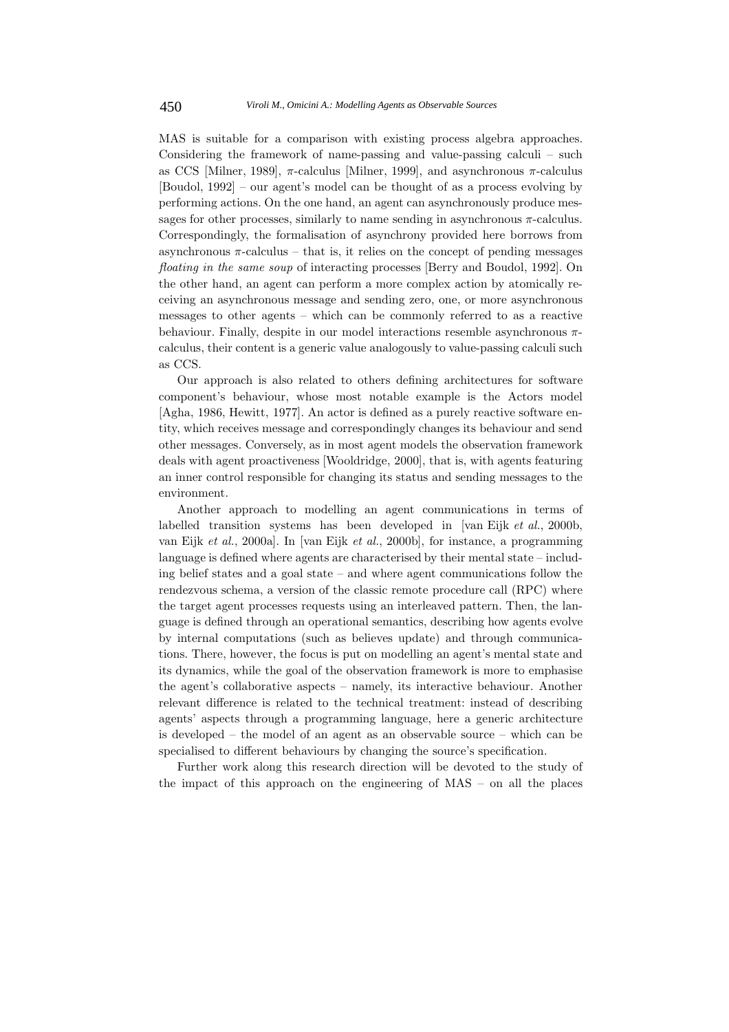MAS is suitable for a comparison with existing process algebra approaches. Considering the framework of name-passing and value-passing calculi – such as CCS [Milner, 1989], $\pi$-calculus [Milner, 1999], and asynchronous $\pi$-calculus [Boudol, 1992] – our agent's model can be thought of as a process evolving by performing actions. On the one hand, an agent can asynchronously produce messages for other processes, similarly to name sending in asynchronous $\pi$-calculus. Correspondingly, the formalisation of asynchrony provided here borrows from asynchronous $\pi$-calculus – that is, it relies on the concept of pending messages *floating in the same soup* of interacting processes [Berry and Boudol, 1992]. On the other hand, an agent can perform a more complex action by atomically receiving an asynchronous message and sending zero, one, or more asynchronous messages to other agents – which can be commonly referred to as a reactive behaviour. Finally, despite in our model interactions resemble asynchronous $\pi$-calculus, their content is a generic value analogously to value-passing calculi such as CCS.

Our approach is also related to others defining architectures for software component's behaviour, whose most notable example is the Actors model [Agha, 1986, Hewitt, 1977]. An actor is defined as a purely reactive software entity, which receives message and correspondingly changes its behaviour and send other messages. Conversely, as in most agent models the observation framework deals with agent proactiveness [Wooldridge, 2000], that is, with agents featuring an inner control responsible for changing its status and sending messages to the environment.

Another approach to modelling an agent communications in terms of labelled transition systems has been developed in [van Eijk *et al.*, 2000b, van Eijk *et al.*, 2000a]. In [van Eijk *et al.*, 2000b], for instance, a programming language is defined where agents are characterised by their mental state – including belief states and a goal state – and where agent communications follow the rendezvous schema, a version of the classic remote procedure call (RPC) where the target agent processes requests using an interleaved pattern. Then, the language is defined through an operational semantics, describing how agents evolve by internal computations (such as believes update) and through communications. There, however, the focus is put on modelling an agent's mental state and its dynamics, while the goal of the observation framework is more to emphasise the agent's collaborative aspects – namely, its interactive behaviour. Another relevant difference is related to the technical treatment: instead of describing agents' aspects through a programming language, here a generic architecture is developed – the model of an agent as an observable source – which can be specialised to different behaviours by changing the source's specification.

Further work along this research direction will be devoted to the study of the impact of this approach on the engineering of MAS – on all the places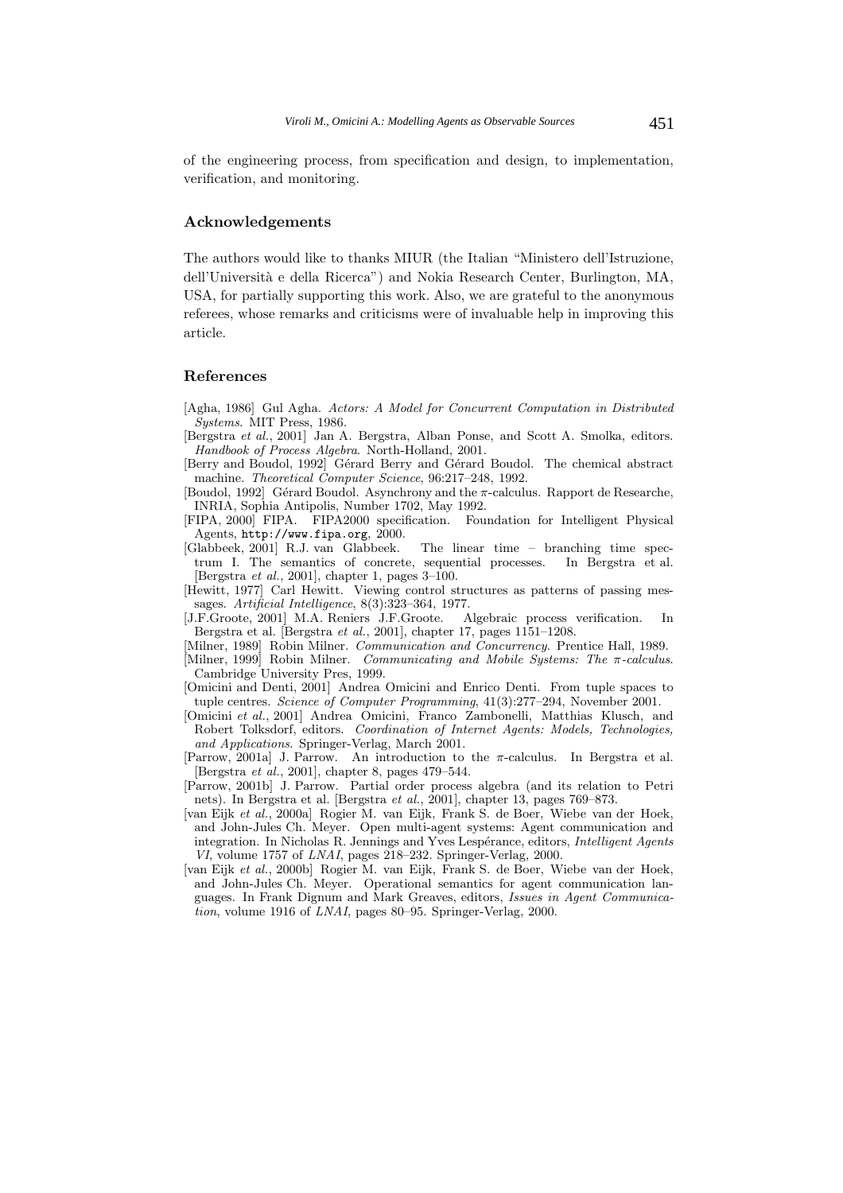of the engineering process, from specification and design, to implementation, verification, and monitoring.

## Acknowledgements

The authors would like to thanks MIUR (the Italian "Ministero dell'Istruzione, dell'Università e della Ricerca") and Nokia Research Center, Burlington, MA, USA, for partially supporting this work. Also, we are grateful to the anonymous referees, whose remarks and criticisms were of invaluable help in improving this article.

## References

[Agha, 1986] Gul Agha. *Actors: A Model for Concurrent Computation in Distributed Systems*. MIT Press, 1986.

[Bergstra *et al.*, 2001] Jan A. Bergstra, Alban Ponse, and Scott A. Smolka, editors. *Handbook of Process Algebra*. North-Holland, 2001.

[Berry and Boudol, 1992] Gérard Berry and Gérard Boudol. The chemical abstract machine. *Theoretical Computer Science*, 96:217–248, 1992.

[Boudol, 1992] Gérard Boudol. Asynchrony and the $\pi$-calculus. Rapport de Researche, INRIA, Sophia Antipolis, Number 1702, May 1992.

[FIPA, 2000] FIPA. FIPA2000 specification. Foundation for Intelligent Physical Agents, `http://www.fipa.org`, 2000.

[Glabbeek, 2001] R.J. van Glabbeek. The linear time – branching time spectrum I. The semantics of concrete, sequential processes. In Bergstra et al. [Bergstra *et al.*, 2001], chapter 1, pages 3–100.

[Hewitt, 1977] Carl Hewitt. Viewing control structures as patterns of passing messages. *Artificial Intelligence*, 8(3):323–364, 1977.

[J.F.Groote, 2001] M.A. Reniers J.F.Groote. Algebraic process verification. In Bergstra et al. [Bergstra *et al.*, 2001], chapter 17, pages 1151–1208.

[Milner, 1989] Robin Milner. *Communication and Concurrency*. Prentice Hall, 1989.

[Milner, 1999] Robin Milner. *Communicating and Mobile Systems: The $\pi$-calculus*. Cambridge University Pres, 1999.

[Omicini and Denti, 2001] Andrea Omicini and Enrico Denti. From tuple spaces to tuple centres. *Science of Computer Programming*, 41(3):277–294, November 2001.

[Omicini *et al.*, 2001] Andrea Omicini, Franco Zambonelli, Matthias Klusch, and Robert Tolksdorf, editors. *Coordination of Internet Agents: Models, Technologies, and Applications*. Springer-Verlag, March 2001.

[Parrow, 2001a] J. Parrow. An introduction to the $\pi$-calculus. In Bergstra et al. [Bergstra *et al.*, 2001], chapter 8, pages 479–544.

[Parrow, 2001b] J. Parrow. Partial order process algebra (and its relation to Petri nets). In Bergstra et al. [Bergstra *et al.*, 2001], chapter 13, pages 769–873.

[van Eijk *et al.*, 2000a] Rogier M. van Eijk, Frank S. de Boer, Wiebe van der Hoek, and John-Jules Ch. Meyer. Open multi-agent systems: Agent communication and integration. In Nicholas R. Jennings and Yves Lespérance, editors, *Intelligent Agents VI*, volume 1757 of *LNAI*, pages 218–232. Springer-Verlag, 2000.

[van Eijk *et al.*, 2000b] Rogier M. van Eijk, Frank S. de Boer, Wiebe van der Hoek, and John-Jules Ch. Meyer. Operational semantics for agent communication languages. In Frank Dignum and Mark Greaves, editors, *Issues in Agent Communication*, volume 1916 of *LNAI*, pages 80–95. Springer-Verlag, 2000.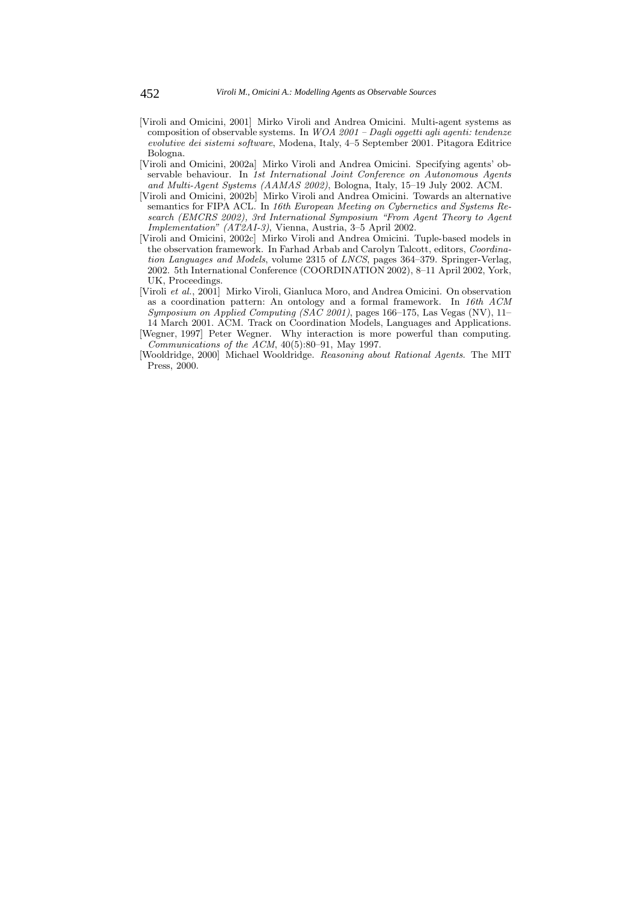[Viroli and Omicini, 2001] Mirko Viroli and Andrea Omicini. Multi-agent systems as composition of observable systems. In *WOA 2001 – Dagli oggetti agli agenti: tendenze evolutive dei sistemi software*, Modena, Italy, 4–5 September 2001. Pitagora Editrice Bologna.

[Viroli and Omicini, 2002a] Mirko Viroli and Andrea Omicini. Specifying agents' observable behaviour. In *1st International Joint Conference on Autonomous Agents and Multi-Agent Systems (AAMAS 2002)*, Bologna, Italy, 15–19 July 2002. ACM.

[Viroli and Omicini, 2002b] Mirko Viroli and Andrea Omicini. Towards an alternative semantics for FIPA ACL. In *16th European Meeting on Cybernetics and Systems Research (EMCRS 2002), 3rd International Symposium "From Agent Theory to Agent Implementation" (AT2AI-3)*, Vienna, Austria, 3–5 April 2002.

[Viroli and Omicini, 2002c] Mirko Viroli and Andrea Omicini. Tuple-based models in the observation framework. In Farhad Arbab and Carolyn Talcott, editors, *Coordination Languages and Models*, volume 2315 of *LNCS*, pages 364–379. Springer-Verlag, 2002. 5th International Conference (COORDINATION 2002), 8–11 April 2002, York, UK, Proceedings.

[Viroli *et al.*, 2001] Mirko Viroli, Gianluca Moro, and Andrea Omicini. On observation as a coordination pattern: An ontology and a formal framework. In *16th ACM Symposium on Applied Computing (SAC 2001)*, pages 166–175, Las Vegas (NV), 11–14 March 2001. ACM. Track on Coordination Models, Languages and Applications.

[Wegner, 1997] Peter Wegner. Why interaction is more powerful than computing. *Communications of the ACM*, 40(5):80–91, May 1997.

[Wooldridge, 2000] Michael Wooldridge. *Reasoning about Rational Agents*. The MIT Press, 2000.